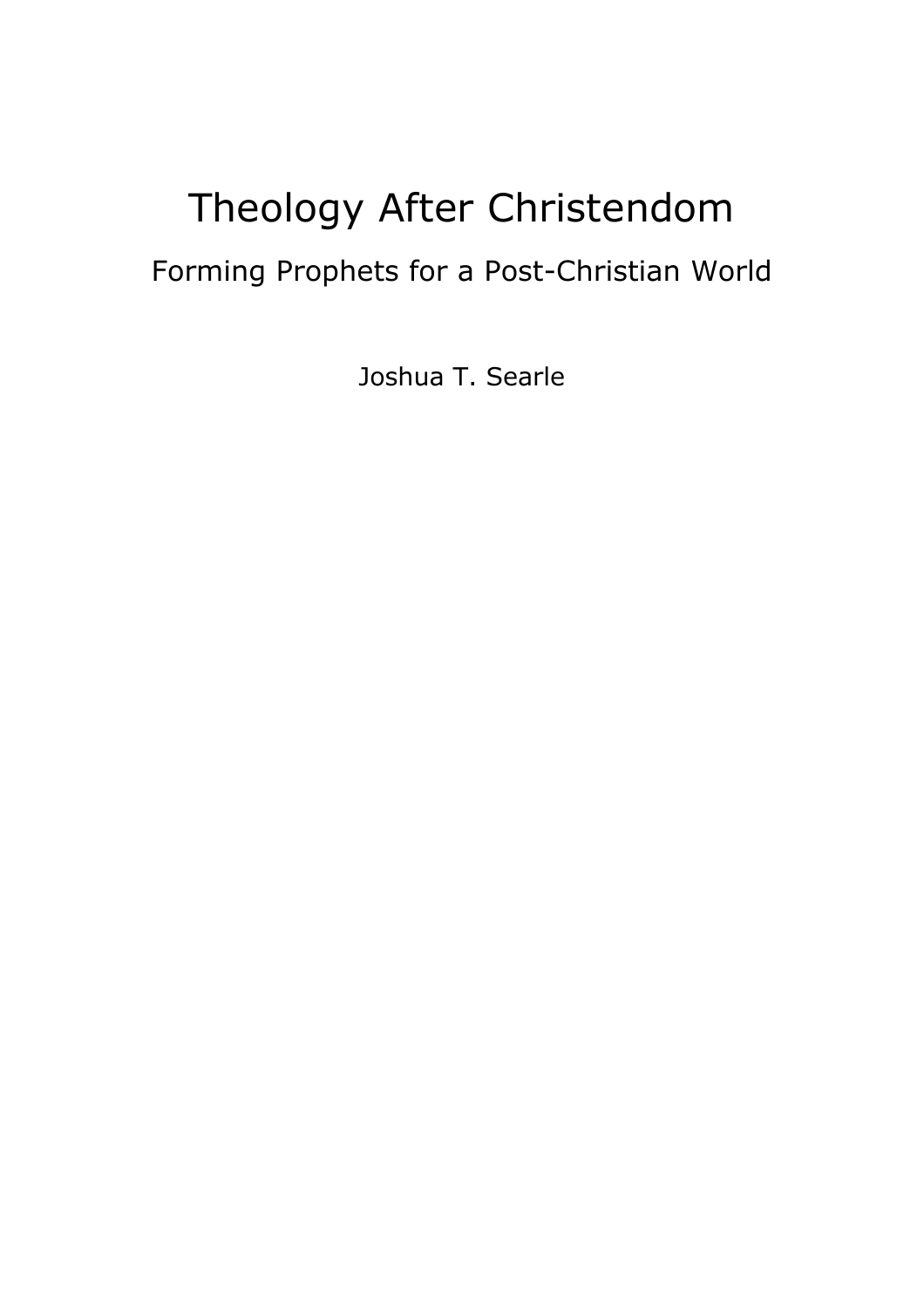# Theology After Christendom

## Forming Prophets for a Post-Christian World

Joshua T. Searle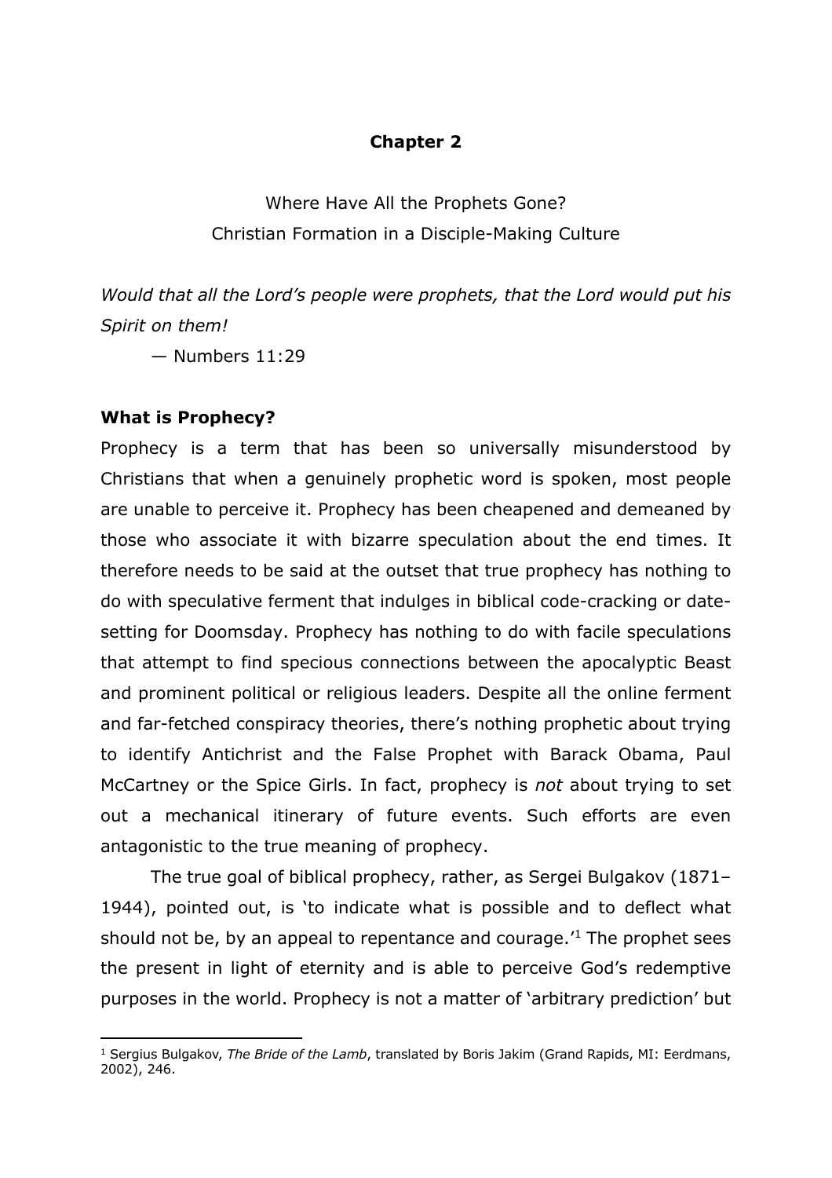# Chapter 2

Where Have All the Prophets Gone?
Christian Formation in a Disciple-Making Culture

*Would that all the Lord's people were prophets, that the Lord would put his Spirit on them!*

— Numbers 11:29

## What is Prophecy?

Prophecy is a term that has been so universally misunderstood by Christians that when a genuinely prophetic word is spoken, most people are unable to perceive it. Prophecy has been cheapened and demeaned by those who associate it with bizarre speculation about the end times. It therefore needs to be said at the outset that true prophecy has nothing to do with speculative ferment that indulges in biblical code-cracking or date-setting for Doomsday. Prophecy has nothing to do with facile speculations that attempt to find specious connections between the apocalyptic Beast and prominent political or religious leaders. Despite all the online ferment and far-fetched conspiracy theories, there's nothing prophetic about trying to identify Antichrist and the False Prophet with Barack Obama, Paul McCartney or the Spice Girls. In fact, prophecy is *not* about trying to set out a mechanical itinerary of future events. Such efforts are even antagonistic to the true meaning of prophecy.

The true goal of biblical prophecy, rather, as Sergei Bulgakov (1871–1944), pointed out, is 'to indicate what is possible and to deflect what should not be, by an appeal to repentance and courage.'[1] The prophet sees the present in light of eternity and is able to perceive God's redemptive purposes in the world. Prophecy is not a matter of 'arbitrary prediction' but

[1] Sergius Bulgakov, *The Bride of the Lamb*, translated by Boris Jakim (Grand Rapids, MI: Eerdmans, 2002), 246.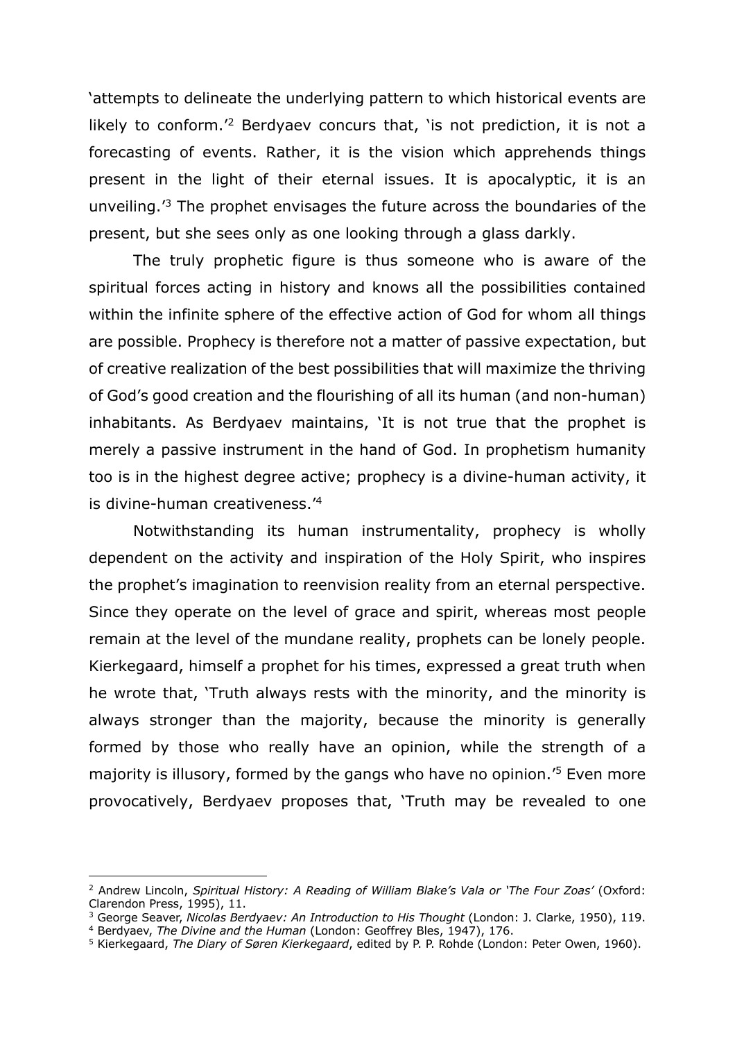'attempts to delineate the underlying pattern to which historical events are likely to conform.'[2] Berdyaev concurs that, 'is not prediction, it is not a forecasting of events. Rather, it is the vision which apprehends things present in the light of their eternal issues. It is apocalyptic, it is an unveiling.'[3] The prophet envisages the future across the boundaries of the present, but she sees only as one looking through a glass darkly.

The truly prophetic figure is thus someone who is aware of the spiritual forces acting in history and knows all the possibilities contained within the infinite sphere of the effective action of God for whom all things are possible. Prophecy is therefore not a matter of passive expectation, but of creative realization of the best possibilities that will maximize the thriving of God's good creation and the flourishing of all its human (and non-human) inhabitants. As Berdyaev maintains, 'It is not true that the prophet is merely a passive instrument in the hand of God. In prophetism humanity too is in the highest degree active; prophecy is a divine-human activity, it is divine-human creativeness.'[4]

Notwithstanding its human instrumentality, prophecy is wholly dependent on the activity and inspiration of the Holy Spirit, who inspires the prophet's imagination to reenvision reality from an eternal perspective. Since they operate on the level of grace and spirit, whereas most people remain at the level of the mundane reality, prophets can be lonely people. Kierkegaard, himself a prophet for his times, expressed a great truth when he wrote that, 'Truth always rests with the minority, and the minority is always stronger than the majority, because the minority is generally formed by those who really have an opinion, while the strength of a majority is illusory, formed by the gangs who have no opinion.'[5] Even more provocatively, Berdyaev proposes that, 'Truth may be revealed to one

---

[2] Andrew Lincoln, *Spiritual History: A Reading of William Blake's Vala or 'The Four Zoas'* (Oxford: Clarendon Press, 1995), 11.

[3] George Seaver, *Nicolas Berdyaev: An Introduction to His Thought* (London: J. Clarke, 1950), 119.

[4] Berdyaev, *The Divine and the Human* (London: Geoffrey Bles, 1947), 176.

[5] Kierkegaard, *The Diary of Søren Kierkegaard*, edited by P. P. Rohde (London: Peter Owen, 1960).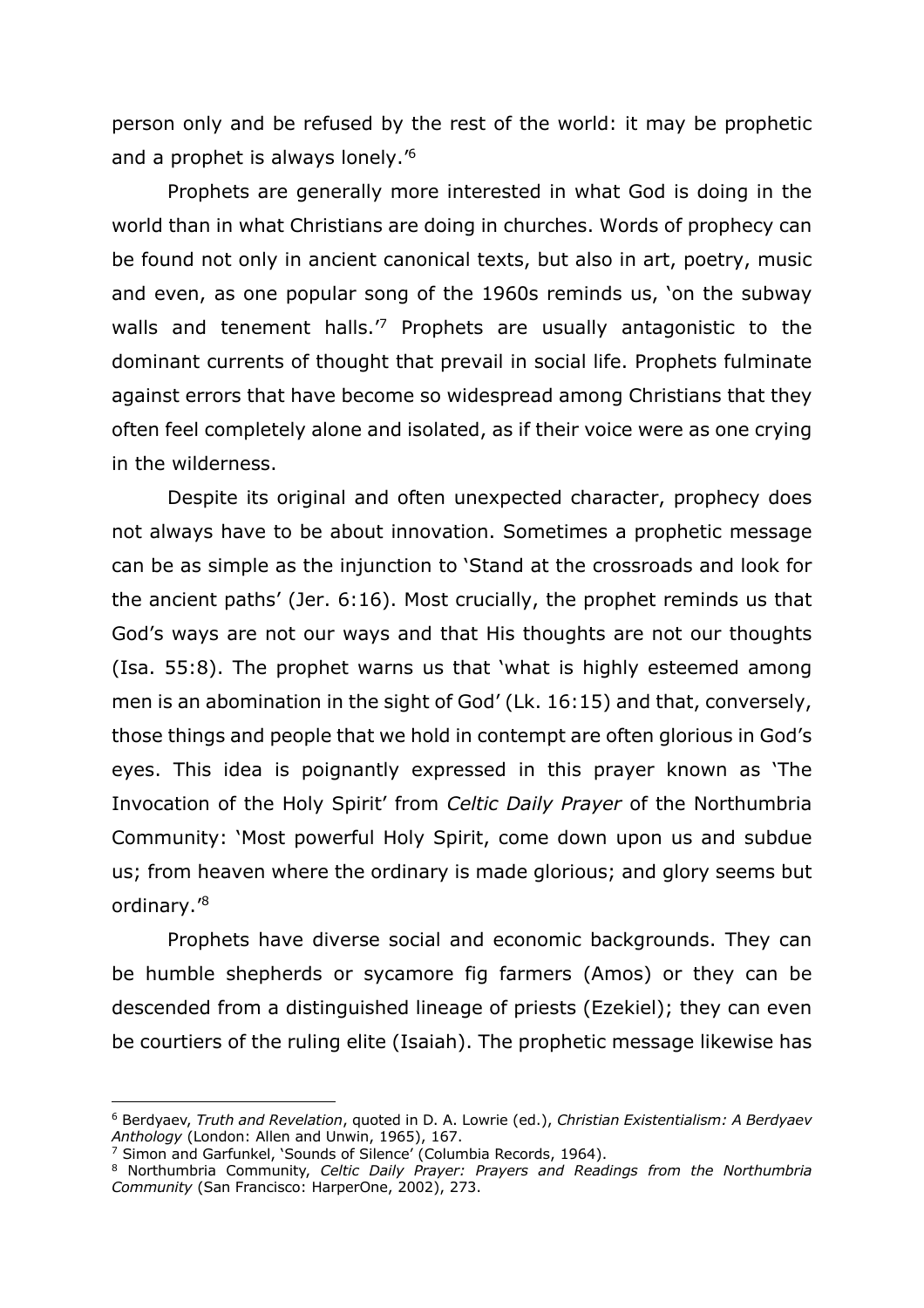person only and be refused by the rest of the world: it may be prophetic and a prophet is always lonely.'[6]

Prophets are generally more interested in what God is doing in the world than in what Christians are doing in churches. Words of prophecy can be found not only in ancient canonical texts, but also in art, poetry, music and even, as one popular song of the 1960s reminds us, 'on the subway walls and tenement halls.'[7] Prophets are usually antagonistic to the dominant currents of thought that prevail in social life. Prophets fulminate against errors that have become so widespread among Christians that they often feel completely alone and isolated, as if their voice were as one crying in the wilderness.

Despite its original and often unexpected character, prophecy does not always have to be about innovation. Sometimes a prophetic message can be as simple as the injunction to 'Stand at the crossroads and look for the ancient paths' (Jer. 6:16). Most crucially, the prophet reminds us that God's ways are not our ways and that His thoughts are not our thoughts (Isa. 55:8). The prophet warns us that 'what is highly esteemed among men is an abomination in the sight of God' (Lk. 16:15) and that, conversely, those things and people that we hold in contempt are often glorious in God's eyes. This idea is poignantly expressed in this prayer known as 'The Invocation of the Holy Spirit' from *Celtic Daily Prayer* of the Northumbria Community: 'Most powerful Holy Spirit, come down upon us and subdue us; from heaven where the ordinary is made glorious; and glory seems but ordinary.'[8]

Prophets have diverse social and economic backgrounds. They can be humble shepherds or sycamore fig farmers (Amos) or they can be descended from a distinguished lineage of priests (Ezekiel); they can even be courtiers of the ruling elite (Isaiah). The prophetic message likewise has

---

[6] Berdyaev, *Truth and Revelation*, quoted in D. A. Lowrie (ed.), *Christian Existentialism: A Berdyaev Anthology* (London: Allen and Unwin, 1965), 167.

[7] Simon and Garfunkel, 'Sounds of Silence' (Columbia Records, 1964).

[8] Northumbria Community, *Celtic Daily Prayer: Prayers and Readings from the Northumbria Community* (San Francisco: HarperOne, 2002), 273.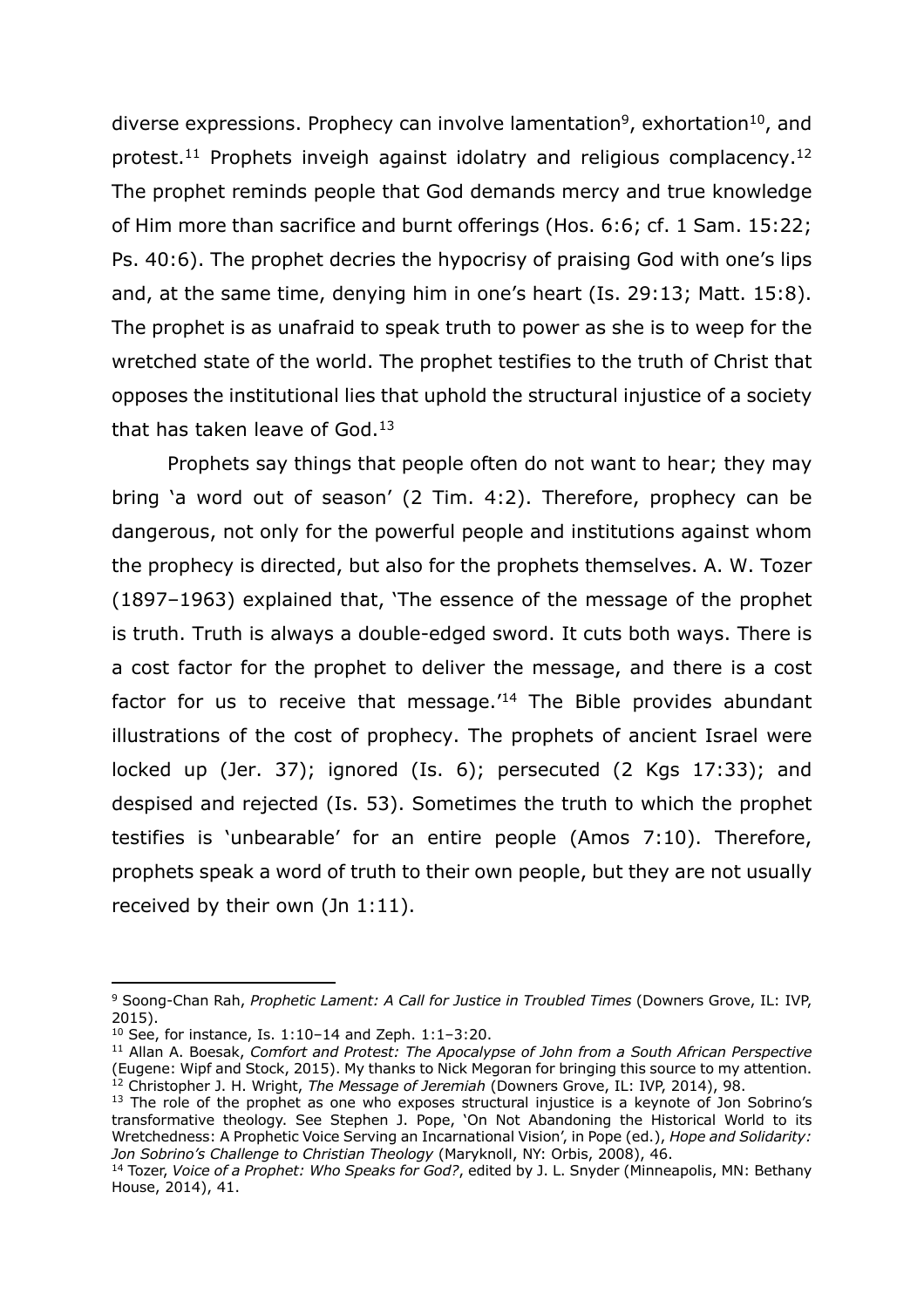diverse expressions. Prophecy can involve lamentation[9], exhortation[10], and protest.[11] Prophets inveigh against idolatry and religious complacency.[12] The prophet reminds people that God demands mercy and true knowledge of Him more than sacrifice and burnt offerings (Hos. 6:6; cf. 1 Sam. 15:22; Ps. 40:6). The prophet decries the hypocrisy of praising God with one's lips and, at the same time, denying him in one's heart (Is. 29:13; Matt. 15:8). The prophet is as unafraid to speak truth to power as she is to weep for the wretched state of the world. The prophet testifies to the truth of Christ that opposes the institutional lies that uphold the structural injustice of a society that has taken leave of God.[13]

Prophets say things that people often do not want to hear; they may bring 'a word out of season' (2 Tim. 4:2). Therefore, prophecy can be dangerous, not only for the powerful people and institutions against whom the prophecy is directed, but also for the prophets themselves. A. W. Tozer (1897–1963) explained that, 'The essence of the message of the prophet is truth. Truth is always a double-edged sword. It cuts both ways. There is a cost factor for the prophet to deliver the message, and there is a cost factor for us to receive that message.'[14] The Bible provides abundant illustrations of the cost of prophecy. The prophets of ancient Israel were locked up (Jer. 37); ignored (Is. 6); persecuted (2 Kgs 17:33); and despised and rejected (Is. 53). Sometimes the truth to which the prophet testifies is 'unbearable' for an entire people (Amos 7:10). Therefore, prophets speak a word of truth to their own people, but they are not usually received by their own (Jn 1:11).

---

[9] Soong-Chan Rah, *Prophetic Lament: A Call for Justice in Troubled Times* (Downers Grove, IL: IVP, 2015).

[10] See, for instance, Is. 1:10–14 and Zeph. 1:1–3:20.

[11] Allan A. Boesak, *Comfort and Protest: The Apocalypse of John from a South African Perspective* (Eugene: Wipf and Stock, 2015). My thanks to Nick Megoran for bringing this source to my attention.

[12] Christopher J. H. Wright, *The Message of Jeremiah* (Downers Grove, IL: IVP, 2014), 98.

[13] The role of the prophet as one who exposes structural injustice is a keynote of Jon Sobrino's transformative theology. See Stephen J. Pope, 'On Not Abandoning the Historical World to its Wretchedness: A Prophetic Voice Serving an Incarnational Vision', in Pope (ed.), *Hope and Solidarity: Jon Sobrino's Challenge to Christian Theology* (Maryknoll, NY: Orbis, 2008), 46.

[14] Tozer, *Voice of a Prophet: Who Speaks for God?*, edited by J. L. Snyder (Minneapolis, MN: Bethany House, 2014), 41.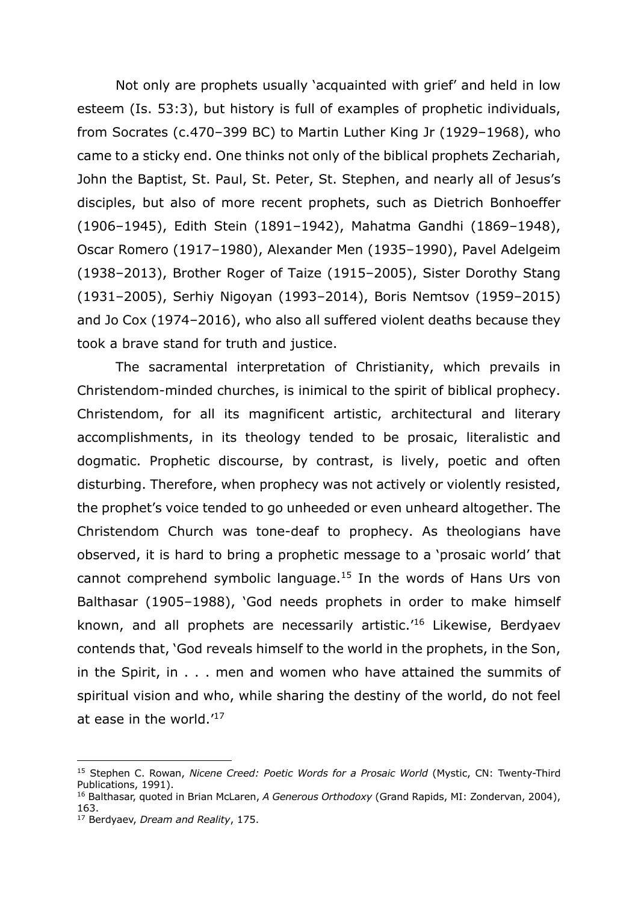Not only are prophets usually 'acquainted with grief' and held in low esteem (Is. 53:3), but history is full of examples of prophetic individuals, from Socrates (c.470–399 BC) to Martin Luther King Jr (1929–1968), who came to a sticky end. One thinks not only of the biblical prophets Zechariah, John the Baptist, St. Paul, St. Peter, St. Stephen, and nearly all of Jesus's disciples, but also of more recent prophets, such as Dietrich Bonhoeffer (1906–1945), Edith Stein (1891–1942), Mahatma Gandhi (1869–1948), Oscar Romero (1917–1980), Alexander Men (1935–1990), Pavel Adelgeim (1938–2013), Brother Roger of Taize (1915–2005), Sister Dorothy Stang (1931–2005), Serhiy Nigoyan (1993–2014), Boris Nemtsov (1959–2015) and Jo Cox (1974–2016), who also all suffered violent deaths because they took a brave stand for truth and justice.

The sacramental interpretation of Christianity, which prevails in Christendom-minded churches, is inimical to the spirit of biblical prophecy. Christendom, for all its magnificent artistic, architectural and literary accomplishments, in its theology tended to be prosaic, literalistic and dogmatic. Prophetic discourse, by contrast, is lively, poetic and often disturbing. Therefore, when prophecy was not actively or violently resisted, the prophet's voice tended to go unheeded or even unheard altogether. The Christendom Church was tone-deaf to prophecy. As theologians have observed, it is hard to bring a prophetic message to a 'prosaic world' that cannot comprehend symbolic language.[15] In the words of Hans Urs von Balthasar (1905–1988), 'God needs prophets in order to make himself known, and all prophets are necessarily artistic.'[16] Likewise, Berdyaev contends that, 'God reveals himself to the world in the prophets, in the Son, in the Spirit, in . . . men and women who have attained the summits of spiritual vision and who, while sharing the destiny of the world, do not feel at ease in the world.'[17]

---

[15] Stephen C. Rowan, *Nicene Creed: Poetic Words for a Prosaic World* (Mystic, CN: Twenty-Third Publications, 1991).

[16] Balthasar, quoted in Brian McLaren, *A Generous Orthodoxy* (Grand Rapids, MI: Zondervan, 2004), 163.

[17] Berdyaev, *Dream and Reality*, 175.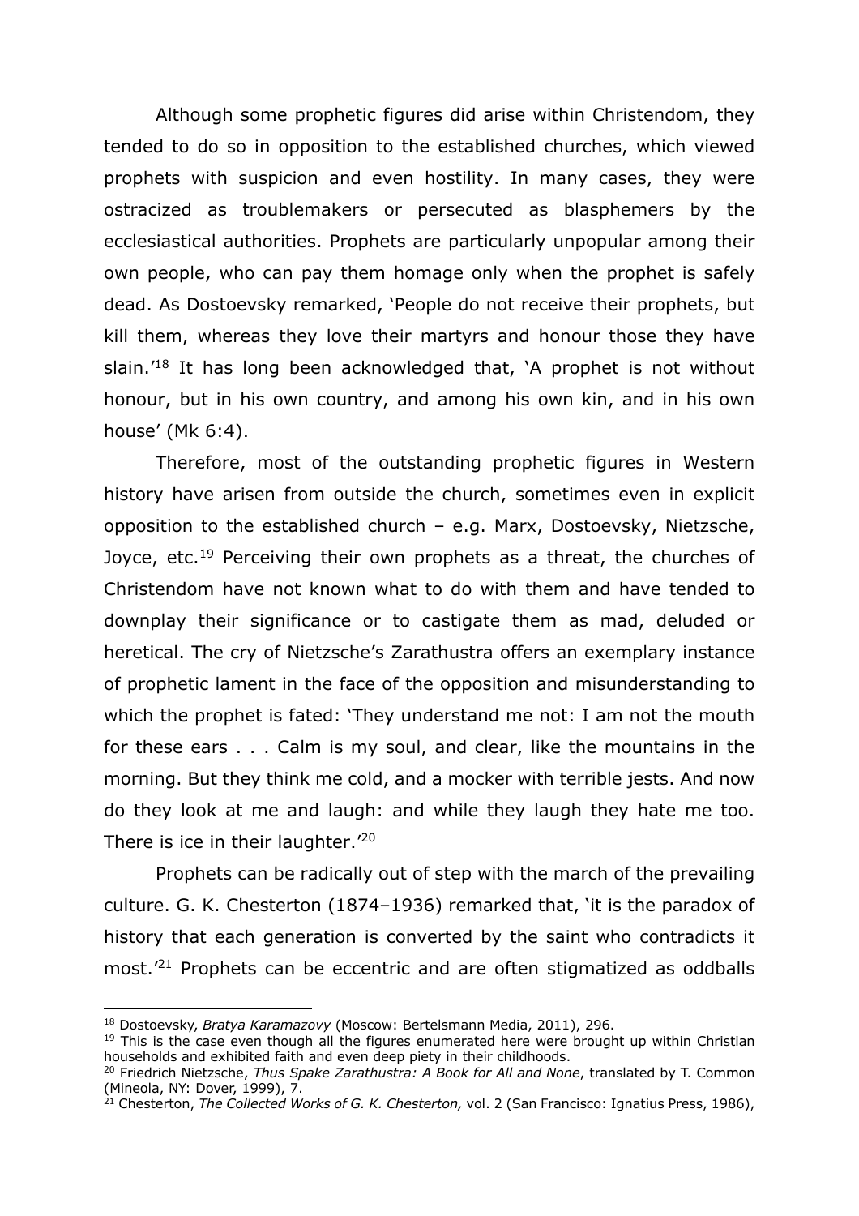Although some prophetic figures did arise within Christendom, they tended to do so in opposition to the established churches, which viewed prophets with suspicion and even hostility. In many cases, they were ostracized as troublemakers or persecuted as blasphemers by the ecclesiastical authorities. Prophets are particularly unpopular among their own people, who can pay them homage only when the prophet is safely dead. As Dostoevsky remarked, 'People do not receive their prophets, but kill them, whereas they love their martyrs and honour those they have slain.'[18] It has long been acknowledged that, 'A prophet is not without honour, but in his own country, and among his own kin, and in his own house' (Mk 6:4).

Therefore, most of the outstanding prophetic figures in Western history have arisen from outside the church, sometimes even in explicit opposition to the established church – e.g. Marx, Dostoevsky, Nietzsche, Joyce, etc.[19] Perceiving their own prophets as a threat, the churches of Christendom have not known what to do with them and have tended to downplay their significance or to castigate them as mad, deluded or heretical. The cry of Nietzsche's Zarathustra offers an exemplary instance of prophetic lament in the face of the opposition and misunderstanding to which the prophet is fated: 'They understand me not: I am not the mouth for these ears . . . Calm is my soul, and clear, like the mountains in the morning. But they think me cold, and a mocker with terrible jests. And now do they look at me and laugh: and while they laugh they hate me too. There is ice in their laughter.'[20]

Prophets can be radically out of step with the march of the prevailing culture. G. K. Chesterton (1874–1936) remarked that, 'it is the paradox of history that each generation is converted by the saint who contradicts it most.'[21] Prophets can be eccentric and are often stigmatized as oddballs

---

[18] Dostoevsky, *Bratya Karamazovy* (Moscow: Bertelsmann Media, 2011), 296.

[19] This is the case even though all the figures enumerated here were brought up within Christian households and exhibited faith and even deep piety in their childhoods.

[20] Friedrich Nietzsche, *Thus Spake Zarathustra: A Book for All and None*, translated by T. Common (Mineola, NY: Dover, 1999), 7.

[21] Chesterton, *The Collected Works of G. K. Chesterton,* vol. 2 (San Francisco: Ignatius Press, 1986),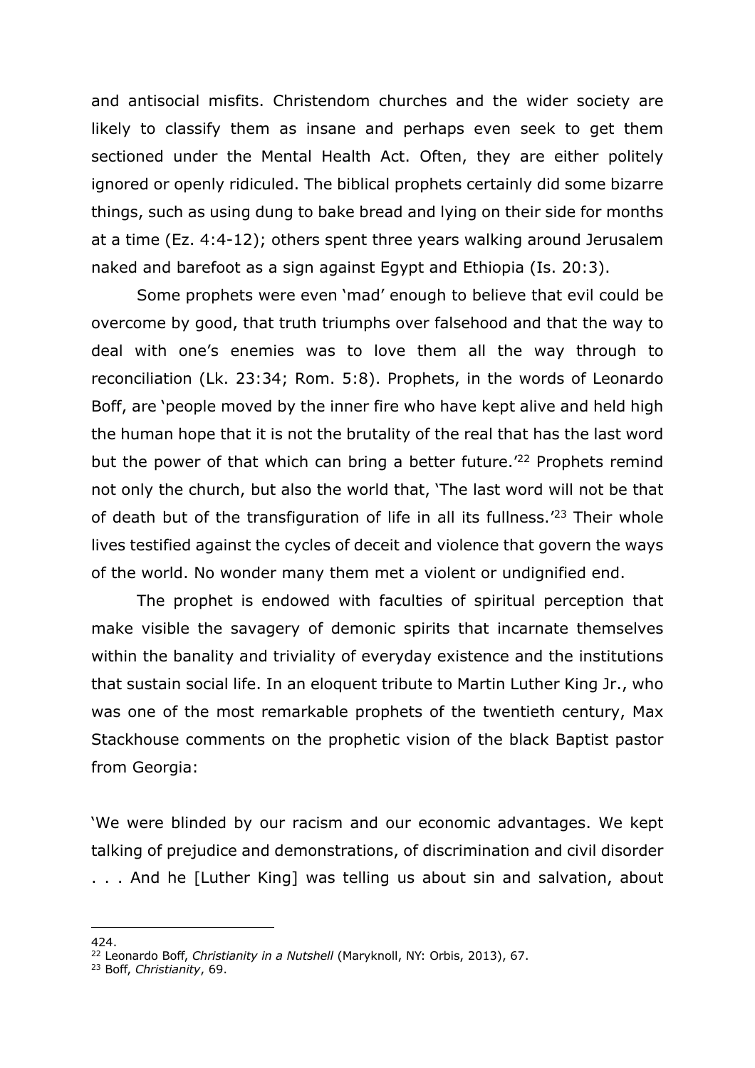and antisocial misfits. Christendom churches and the wider society are likely to classify them as insane and perhaps even seek to get them sectioned under the Mental Health Act. Often, they are either politely ignored or openly ridiculed. The biblical prophets certainly did some bizarre things, such as using dung to bake bread and lying on their side for months at a time (Ez. 4:4-12); others spent three years walking around Jerusalem naked and barefoot as a sign against Egypt and Ethiopia (Is. 20:3).

Some prophets were even 'mad' enough to believe that evil could be overcome by good, that truth triumphs over falsehood and that the way to deal with one's enemies was to love them all the way through to reconciliation (Lk. 23:34; Rom. 5:8). Prophets, in the words of Leonardo Boff, are 'people moved by the inner fire who have kept alive and held high the human hope that it is not the brutality of the real that has the last word but the power of that which can bring a better future.'[22] Prophets remind not only the church, but also the world that, 'The last word will not be that of death but of the transfiguration of life in all its fullness.'[23] Their whole lives testified against the cycles of deceit and violence that govern the ways of the world. No wonder many them met a violent or undignified end.

The prophet is endowed with faculties of spiritual perception that make visible the savagery of demonic spirits that incarnate themselves within the banality and triviality of everyday existence and the institutions that sustain social life. In an eloquent tribute to Martin Luther King Jr., who was one of the most remarkable prophets of the twentieth century, Max Stackhouse comments on the prophetic vision of the black Baptist pastor from Georgia:

'We were blinded by our racism and our economic advantages. We kept talking of prejudice and demonstrations, of discrimination and civil disorder . . . And he [Luther King] was telling us about sin and salvation, about

---

424.

[22] Leonardo Boff, *Christianity in a Nutshell* (Maryknoll, NY: Orbis, 2013), 67.

[23] Boff, *Christianity*, 69.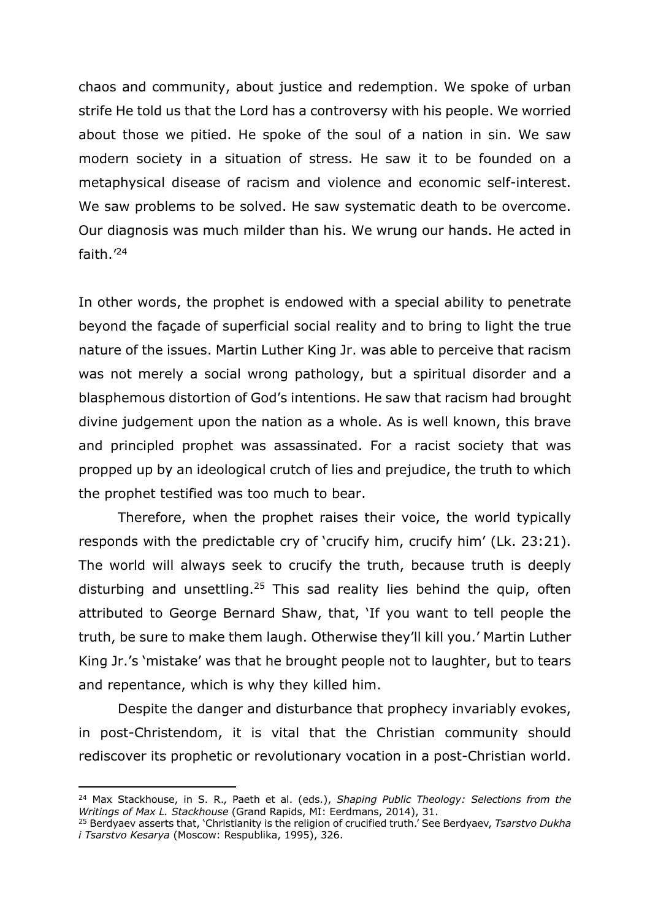chaos and community, about justice and redemption. We spoke of urban strife He told us that the Lord has a controversy with his people. We worried about those we pitied. He spoke of the soul of a nation in sin. We saw modern society in a situation of stress. He saw it to be founded on a metaphysical disease of racism and violence and economic self-interest. We saw problems to be solved. He saw systematic death to be overcome. Our diagnosis was much milder than his. We wrung our hands. He acted in faith.'[24]

In other words, the prophet is endowed with a special ability to penetrate beyond the façade of superficial social reality and to bring to light the true nature of the issues. Martin Luther King Jr. was able to perceive that racism was not merely a social wrong pathology, but a spiritual disorder and a blasphemous distortion of God's intentions. He saw that racism had brought divine judgement upon the nation as a whole. As is well known, this brave and principled prophet was assassinated. For a racist society that was propped up by an ideological crutch of lies and prejudice, the truth to which the prophet testified was too much to bear.

Therefore, when the prophet raises their voice, the world typically responds with the predictable cry of 'crucify him, crucify him' (Lk. 23:21). The world will always seek to crucify the truth, because truth is deeply disturbing and unsettling.[25] This sad reality lies behind the quip, often attributed to George Bernard Shaw, that, 'If you want to tell people the truth, be sure to make them laugh. Otherwise they'll kill you.' Martin Luther King Jr.'s 'mistake' was that he brought people not to laughter, but to tears and repentance, which is why they killed him.

Despite the danger and disturbance that prophecy invariably evokes, in post-Christendom, it is vital that the Christian community should rediscover its prophetic or revolutionary vocation in a post-Christian world.

---

[24] Max Stackhouse, in S. R., Paeth et al. (eds.), *Shaping Public Theology: Selections from the Writings of Max L. Stackhouse* (Grand Rapids, MI: Eerdmans, 2014), 31.

[25] Berdyaev asserts that, 'Christianity is the religion of crucified truth.' See Berdyaev, *Tsarstvo Dukha i Tsarstvo Kesarya* (Moscow: Respublika, 1995), 326.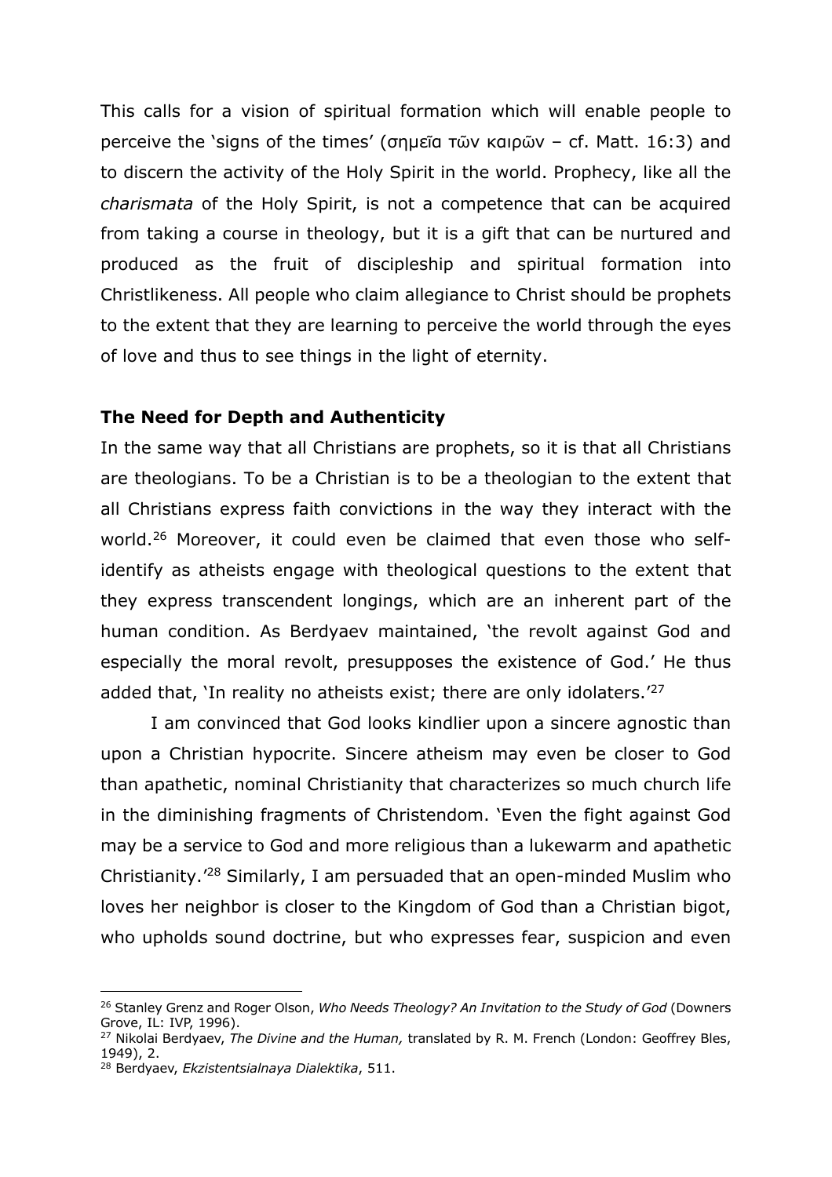This calls for a vision of spiritual formation which will enable people to perceive the 'signs of the times' (σημεῖα τῶν καιρῶν – cf. Matt. 16:3) and to discern the activity of the Holy Spirit in the world. Prophecy, like all the *charismata* of the Holy Spirit, is not a competence that can be acquired from taking a course in theology, but it is a gift that can be nurtured and produced as the fruit of discipleship and spiritual formation into Christlikeness. All people who claim allegiance to Christ should be prophets to the extent that they are learning to perceive the world through the eyes of love and thus to see things in the light of eternity.

**The Need for Depth and Authenticity**

In the same way that all Christians are prophets, so it is that all Christians are theologians. To be a Christian is to be a theologian to the extent that all Christians express faith convictions in the way they interact with the world.[26] Moreover, it could even be claimed that even those who self-identify as atheists engage with theological questions to the extent that they express transcendent longings, which are an inherent part of the human condition. As Berdyaev maintained, 'the revolt against God and especially the moral revolt, presupposes the existence of God.' He thus added that, 'In reality no atheists exist; there are only idolaters.'[27]

I am convinced that God looks kindlier upon a sincere agnostic than upon a Christian hypocrite. Sincere atheism may even be closer to God than apathetic, nominal Christianity that characterizes so much church life in the diminishing fragments of Christendom. 'Even the fight against God may be a service to God and more religious than a lukewarm and apathetic Christianity.'[28] Similarly, I am persuaded that an open-minded Muslim who loves her neighbor is closer to the Kingdom of God than a Christian bigot, who upholds sound doctrine, but who expresses fear, suspicion and even

---

[26] Stanley Grenz and Roger Olson, *Who Needs Theology? An Invitation to the Study of God* (Downers Grove, IL: IVP, 1996).

[27] Nikolai Berdyaev, *The Divine and the Human,* translated by R. M. French (London: Geoffrey Bles, 1949), 2.

[28] Berdyaev, *Ekzistentsialnaya Dialektika*, 511.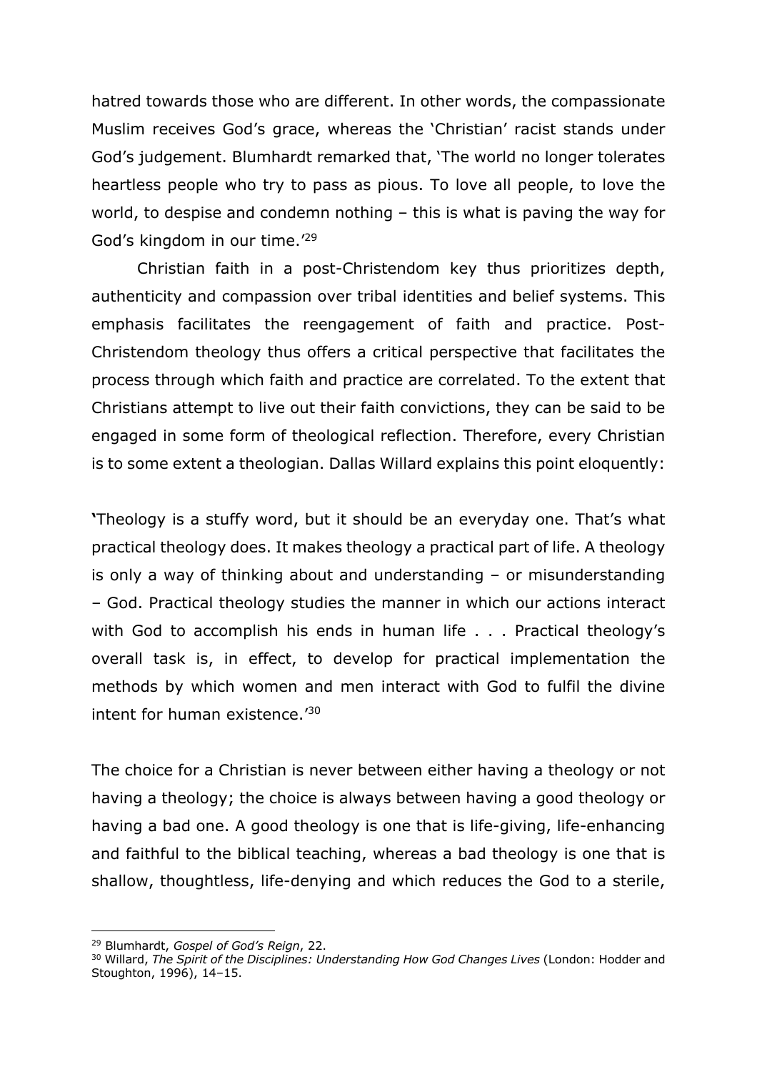hatred towards those who are different. In other words, the compassionate Muslim receives God's grace, whereas the 'Christian' racist stands under God's judgement. Blumhardt remarked that, 'The world no longer tolerates heartless people who try to pass as pious. To love all people, to love the world, to despise and condemn nothing – this is what is paving the way for God's kingdom in our time.'[29]

Christian faith in a post-Christendom key thus prioritizes depth, authenticity and compassion over tribal identities and belief systems. This emphasis facilitates the reengagement of faith and practice. Post-Christendom theology thus offers a critical perspective that facilitates the process through which faith and practice are correlated. To the extent that Christians attempt to live out their faith convictions, they can be said to be engaged in some form of theological reflection. Therefore, every Christian is to some extent a theologian. Dallas Willard explains this point eloquently:

'Theology is a stuffy word, but it should be an everyday one. That's what practical theology does. It makes theology a practical part of life. A theology is only a way of thinking about and understanding – or misunderstanding – God. Practical theology studies the manner in which our actions interact with God to accomplish his ends in human life . . . Practical theology's overall task is, in effect, to develop for practical implementation the methods by which women and men interact with God to fulfil the divine intent for human existence.'[30]

The choice for a Christian is never between either having a theology or not having a theology; the choice is always between having a good theology or having a bad one. A good theology is one that is life-giving, life-enhancing and faithful to the biblical teaching, whereas a bad theology is one that is shallow, thoughtless, life-denying and which reduces the God to a sterile,

---

[29] Blumhardt, *Gospel of God's Reign*, 22.

[30] Willard, *The Spirit of the Disciplines: Understanding How God Changes Lives* (London: Hodder and Stoughton, 1996), 14–15.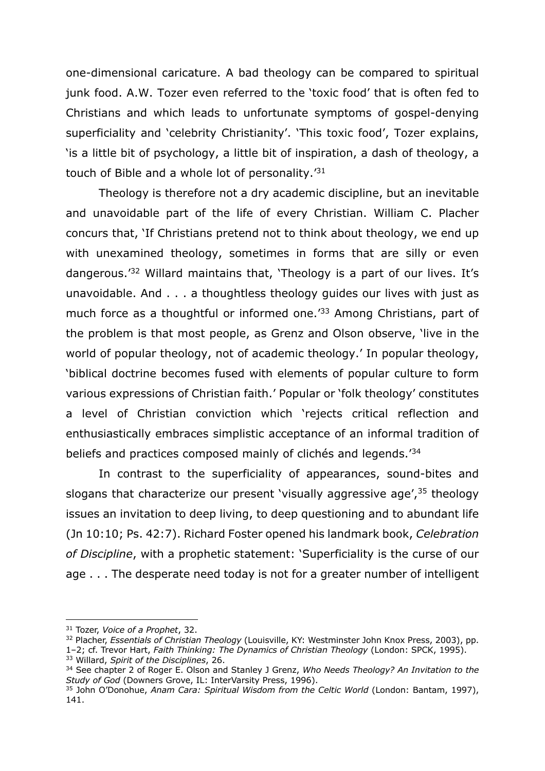one-dimensional caricature. A bad theology can be compared to spiritual junk food. A.W. Tozer even referred to the 'toxic food' that is often fed to Christians and which leads to unfortunate symptoms of gospel-denying superficiality and 'celebrity Christianity'. 'This toxic food', Tozer explains, 'is a little bit of psychology, a little bit of inspiration, a dash of theology, a touch of Bible and a whole lot of personality.'[31]

Theology is therefore not a dry academic discipline, but an inevitable and unavoidable part of the life of every Christian. William C. Placher concurs that, 'If Christians pretend not to think about theology, we end up with unexamined theology, sometimes in forms that are silly or even dangerous.'[32] Willard maintains that, 'Theology is a part of our lives. It's unavoidable. And . . . a thoughtless theology guides our lives with just as much force as a thoughtful or informed one.'[33] Among Christians, part of the problem is that most people, as Grenz and Olson observe, 'live in the world of popular theology, not of academic theology.' In popular theology, 'biblical doctrine becomes fused with elements of popular culture to form various expressions of Christian faith.' Popular or 'folk theology' constitutes a level of Christian conviction which 'rejects critical reflection and enthusiastically embraces simplistic acceptance of an informal tradition of beliefs and practices composed mainly of clichés and legends.'[34]

In contrast to the superficiality of appearances, sound-bites and slogans that characterize our present 'visually aggressive age',[35] theology issues an invitation to deep living, to deep questioning and to abundant life (Jn 10:10; Ps. 42:7). Richard Foster opened his landmark book, *Celebration of Discipline*, with a prophetic statement: 'Superficiality is the curse of our age . . . The desperate need today is not for a greater number of intelligent

---

[31] Tozer, *Voice of a Prophet*, 32.

[32] Placher, *Essentials of Christian Theology* (Louisville, KY: Westminster John Knox Press, 2003), pp. 1–2; cf. Trevor Hart, *Faith Thinking: The Dynamics of Christian Theology* (London: SPCK, 1995).

[33] Willard, *Spirit of the Disciplines*, 26.

[34] See chapter 2 of Roger E. Olson and Stanley J Grenz, *Who Needs Theology? An Invitation to the Study of God* (Downers Grove, IL: InterVarsity Press, 1996).

[35] John O'Donohue, *Anam Cara: Spiritual Wisdom from the Celtic World* (London: Bantam, 1997), 141.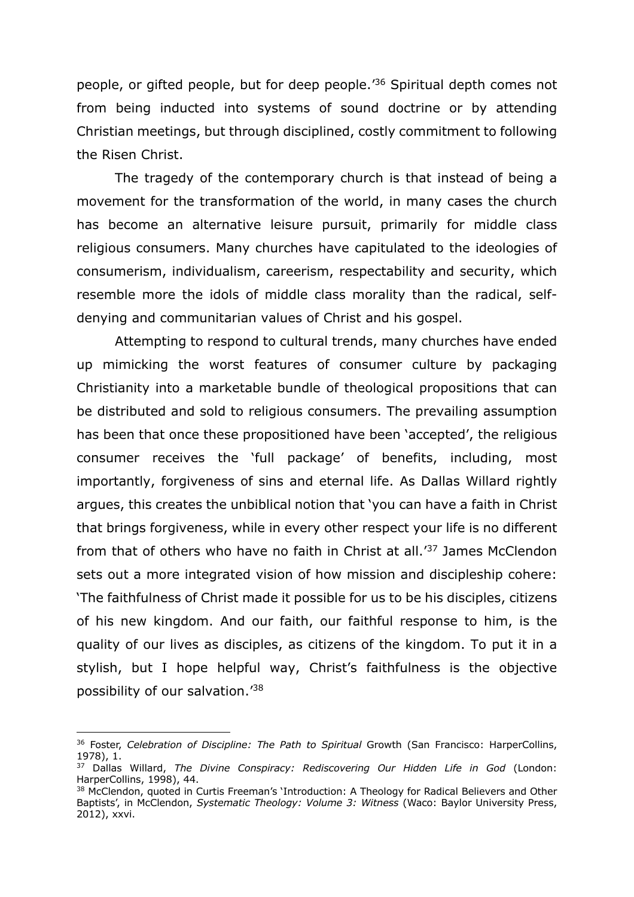people, or gifted people, but for deep people.'[36] Spiritual depth comes not from being inducted into systems of sound doctrine or by attending Christian meetings, but through disciplined, costly commitment to following the Risen Christ.

The tragedy of the contemporary church is that instead of being a movement for the transformation of the world, in many cases the church has become an alternative leisure pursuit, primarily for middle class religious consumers. Many churches have capitulated to the ideologies of consumerism, individualism, careerism, respectability and security, which resemble more the idols of middle class morality than the radical, self-denying and communitarian values of Christ and his gospel.

Attempting to respond to cultural trends, many churches have ended up mimicking the worst features of consumer culture by packaging Christianity into a marketable bundle of theological propositions that can be distributed and sold to religious consumers. The prevailing assumption has been that once these propositioned have been 'accepted', the religious consumer receives the 'full package' of benefits, including, most importantly, forgiveness of sins and eternal life. As Dallas Willard rightly argues, this creates the unbiblical notion that 'you can have a faith in Christ that brings forgiveness, while in every other respect your life is no different from that of others who have no faith in Christ at all.'[37] James McClendon sets out a more integrated vision of how mission and discipleship cohere: 'The faithfulness of Christ made it possible for us to be his disciples, citizens of his new kingdom. And our faith, our faithful response to him, is the quality of our lives as disciples, as citizens of the kingdom. To put it in a stylish, but I hope helpful way, Christ's faithfulness is the objective possibility of our salvation.'[38]

---

[36] Foster, *Celebration of Discipline: The Path to Spiritual* Growth (San Francisco: HarperCollins, 1978), 1.

[37] Dallas Willard, *The Divine Conspiracy: Rediscovering Our Hidden Life in God* (London: HarperCollins, 1998), 44.

[38] McClendon, quoted in Curtis Freeman's 'Introduction: A Theology for Radical Believers and Other Baptists', in McClendon, *Systematic Theology: Volume 3: Witness* (Waco: Baylor University Press, 2012), xxvi.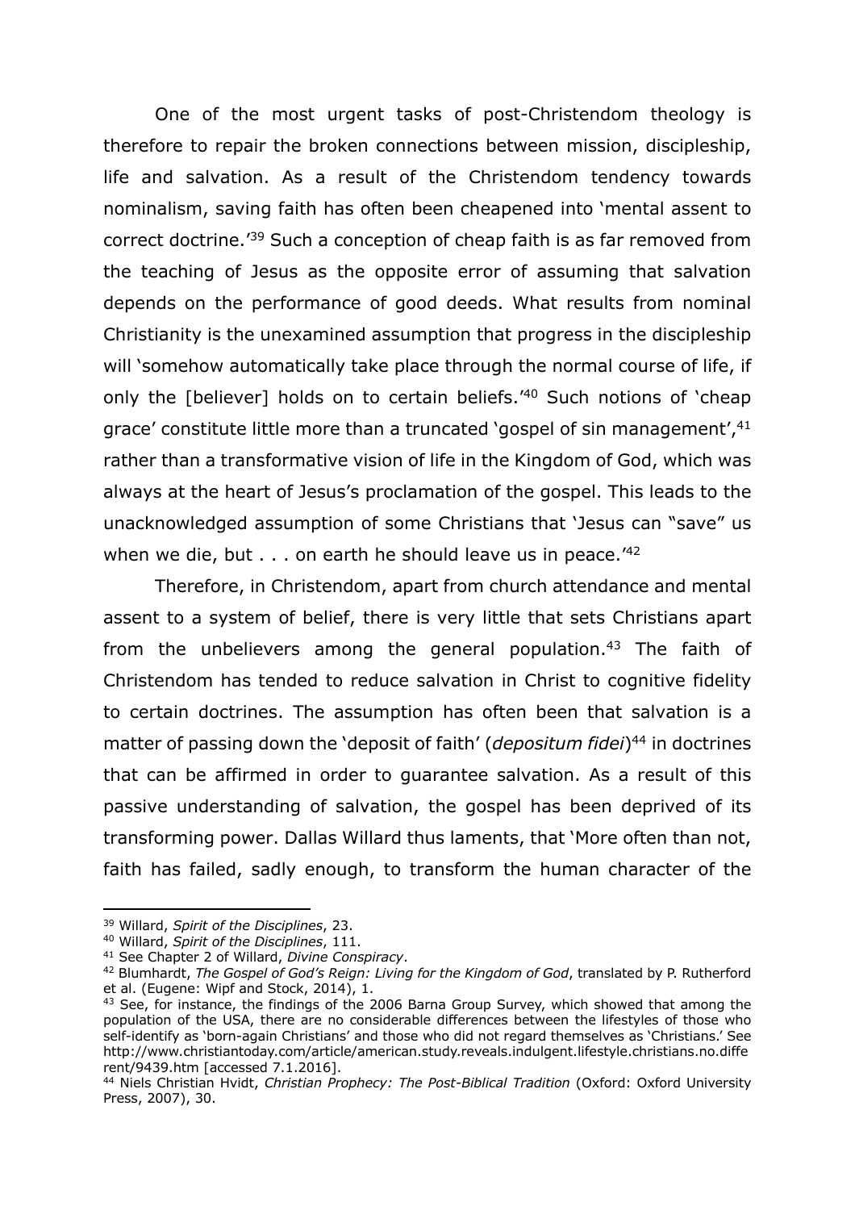One of the most urgent tasks of post-Christendom theology is therefore to repair the broken connections between mission, discipleship, life and salvation. As a result of the Christendom tendency towards nominalism, saving faith has often been cheapened into 'mental assent to correct doctrine.'[39] Such a conception of cheap faith is as far removed from the teaching of Jesus as the opposite error of assuming that salvation depends on the performance of good deeds. What results from nominal Christianity is the unexamined assumption that progress in the discipleship will 'somehow automatically take place through the normal course of life, if only the [believer] holds on to certain beliefs.'[40] Such notions of 'cheap grace' constitute little more than a truncated 'gospel of sin management',[41] rather than a transformative vision of life in the Kingdom of God, which was always at the heart of Jesus's proclamation of the gospel. This leads to the unacknowledged assumption of some Christians that 'Jesus can "save" us when we die, but . . . on earth he should leave us in peace.'[42]

Therefore, in Christendom, apart from church attendance and mental assent to a system of belief, there is very little that sets Christians apart from the unbelievers among the general population.[43] The faith of Christendom has tended to reduce salvation in Christ to cognitive fidelity to certain doctrines. The assumption has often been that salvation is a matter of passing down the 'deposit of faith' (*depositum fidei*)[44] in doctrines that can be affirmed in order to guarantee salvation. As a result of this passive understanding of salvation, the gospel has been deprived of its transforming power. Dallas Willard thus laments, that 'More often than not, faith has failed, sadly enough, to transform the human character of the

---

[39] Willard, *Spirit of the Disciplines*, 23.

[40] Willard, *Spirit of the Disciplines*, 111.

[41] See Chapter 2 of Willard, *Divine Conspiracy*.

[42] Blumhardt, *The Gospel of God's Reign: Living for the Kingdom of God*, translated by P. Rutherford et al. (Eugene: Wipf and Stock, 2014), 1.

[43] See, for instance, the findings of the 2006 Barna Group Survey, which showed that among the population of the USA, there are no considerable differences between the lifestyles of those who self-identify as 'born-again Christians' and those who did not regard themselves as 'Christians.' See http://www.christiantoday.com/article/american.study.reveals.indulgent.lifestyle.christians.no.different/9439.htm [accessed 7.1.2016].

[44] Niels Christian Hvidt, *Christian Prophecy: The Post-Biblical Tradition* (Oxford: Oxford University Press, 2007), 30.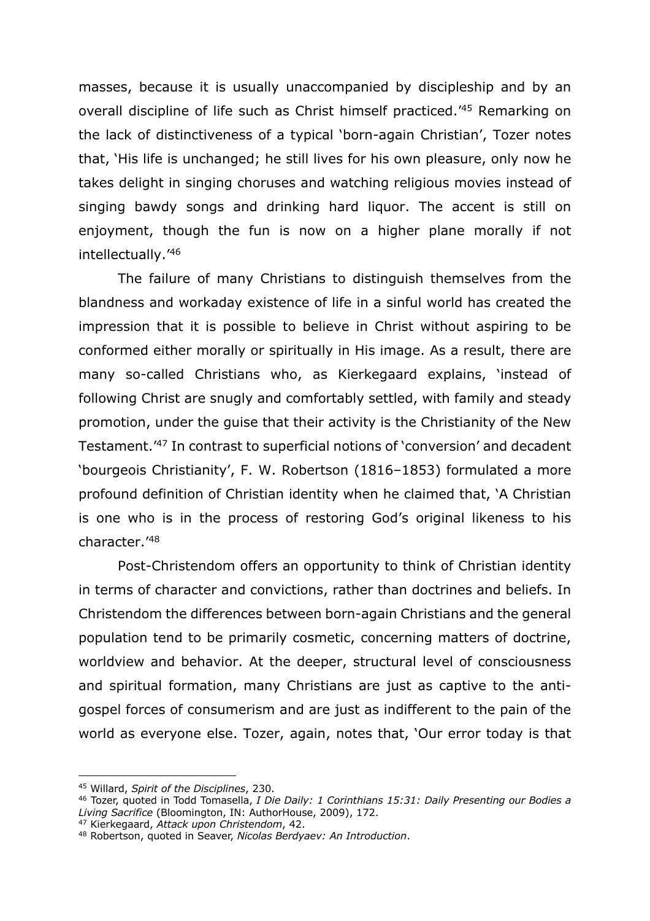masses, because it is usually unaccompanied by discipleship and by an overall discipline of life such as Christ himself practiced.'[45] Remarking on the lack of distinctiveness of a typical 'born-again Christian', Tozer notes that, 'His life is unchanged; he still lives for his own pleasure, only now he takes delight in singing choruses and watching religious movies instead of singing bawdy songs and drinking hard liquor. The accent is still on enjoyment, though the fun is now on a higher plane morally if not intellectually.'[46]

The failure of many Christians to distinguish themselves from the blandness and workaday existence of life in a sinful world has created the impression that it is possible to believe in Christ without aspiring to be conformed either morally or spiritually in His image. As a result, there are many so-called Christians who, as Kierkegaard explains, 'instead of following Christ are snugly and comfortably settled, with family and steady promotion, under the guise that their activity is the Christianity of the New Testament.'[47] In contrast to superficial notions of 'conversion' and decadent 'bourgeois Christianity', F. W. Robertson (1816–1853) formulated a more profound definition of Christian identity when he claimed that, 'A Christian is one who is in the process of restoring God's original likeness to his character.'[48]

Post-Christendom offers an opportunity to think of Christian identity in terms of character and convictions, rather than doctrines and beliefs. In Christendom the differences between born-again Christians and the general population tend to be primarily cosmetic, concerning matters of doctrine, worldview and behavior. At the deeper, structural level of consciousness and spiritual formation, many Christians are just as captive to the anti-gospel forces of consumerism and are just as indifferent to the pain of the world as everyone else. Tozer, again, notes that, 'Our error today is that

---

[45] Willard, *Spirit of the Disciplines*, 230.

[46] Tozer, quoted in Todd Tomasella, *I Die Daily: 1 Corinthians 15:31: Daily Presenting our Bodies a Living Sacrifice* (Bloomington, IN: AuthorHouse, 2009), 172.

[47] Kierkegaard, *Attack upon Christendom*, 42.

[48] Robertson, quoted in Seaver, *Nicolas Berdyaev: An Introduction*.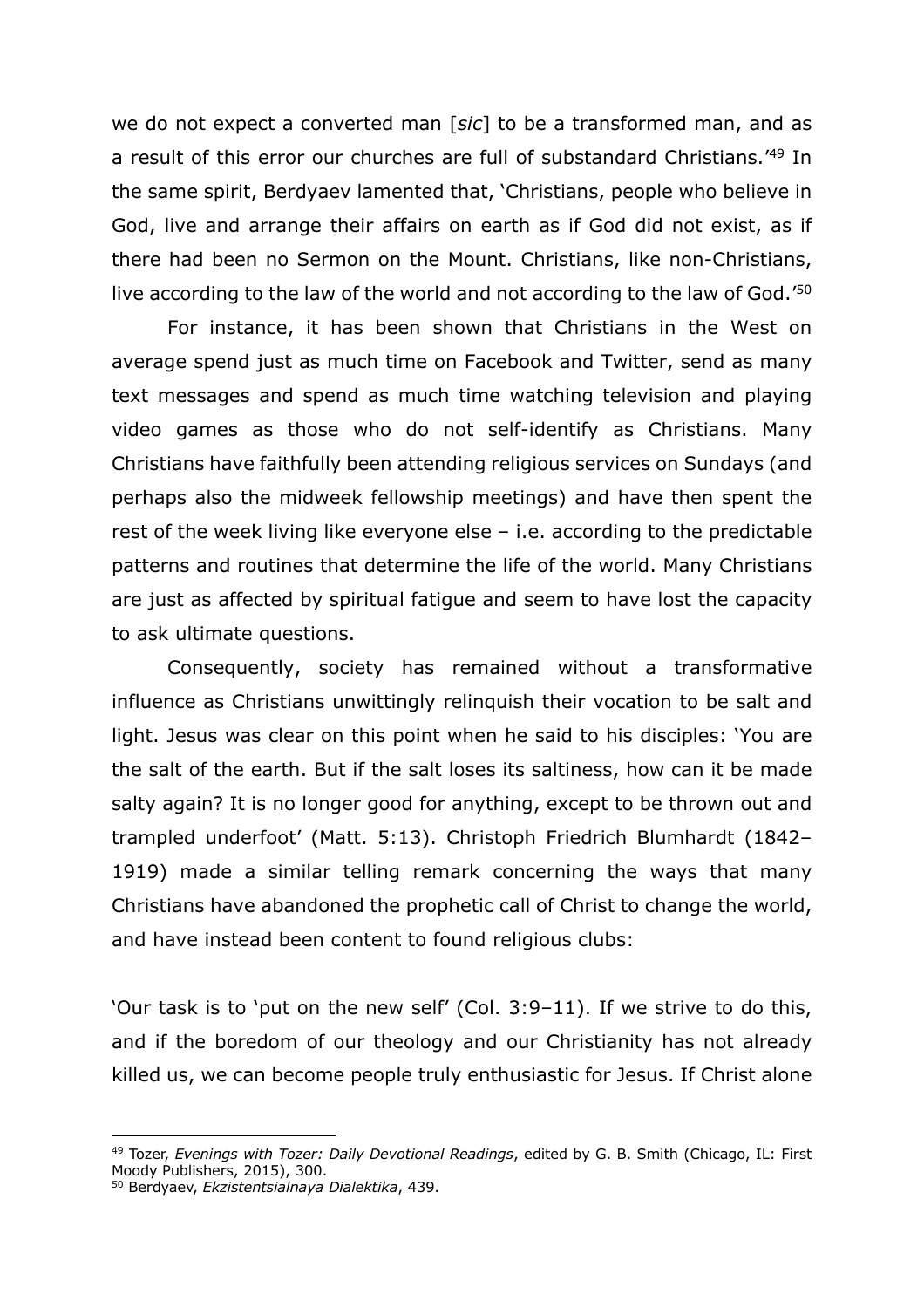we do not expect a converted man [*sic*] to be a transformed man, and as a result of this error our churches are full of substandard Christians.'[49] In the same spirit, Berdyaev lamented that, 'Christians, people who believe in God, live and arrange their affairs on earth as if God did not exist, as if there had been no Sermon on the Mount. Christians, like non-Christians, live according to the law of the world and not according to the law of God.'[50]

For instance, it has been shown that Christians in the West on average spend just as much time on Facebook and Twitter, send as many text messages and spend as much time watching television and playing video games as those who do not self-identify as Christians. Many Christians have faithfully been attending religious services on Sundays (and perhaps also the midweek fellowship meetings) and have then spent the rest of the week living like everyone else – i.e. according to the predictable patterns and routines that determine the life of the world. Many Christians are just as affected by spiritual fatigue and seem to have lost the capacity to ask ultimate questions.

Consequently, society has remained without a transformative influence as Christians unwittingly relinquish their vocation to be salt and light. Jesus was clear on this point when he said to his disciples: 'You are the salt of the earth. But if the salt loses its saltiness, how can it be made salty again? It is no longer good for anything, except to be thrown out and trampled underfoot' (Matt. 5:13). Christoph Friedrich Blumhardt (1842–1919) made a similar telling remark concerning the ways that many Christians have abandoned the prophetic call of Christ to change the world, and have instead been content to found religious clubs:

'Our task is to 'put on the new self' (Col. 3:9–11). If we strive to do this, and if the boredom of our theology and our Christianity has not already killed us, we can become people truly enthusiastic for Jesus. If Christ alone

---

[49] Tozer, *Evenings with Tozer: Daily Devotional Readings*, edited by G. B. Smith (Chicago, IL: First Moody Publishers, 2015), 300.

[50] Berdyaev, *Ekzistentsialnaya Dialektika*, 439.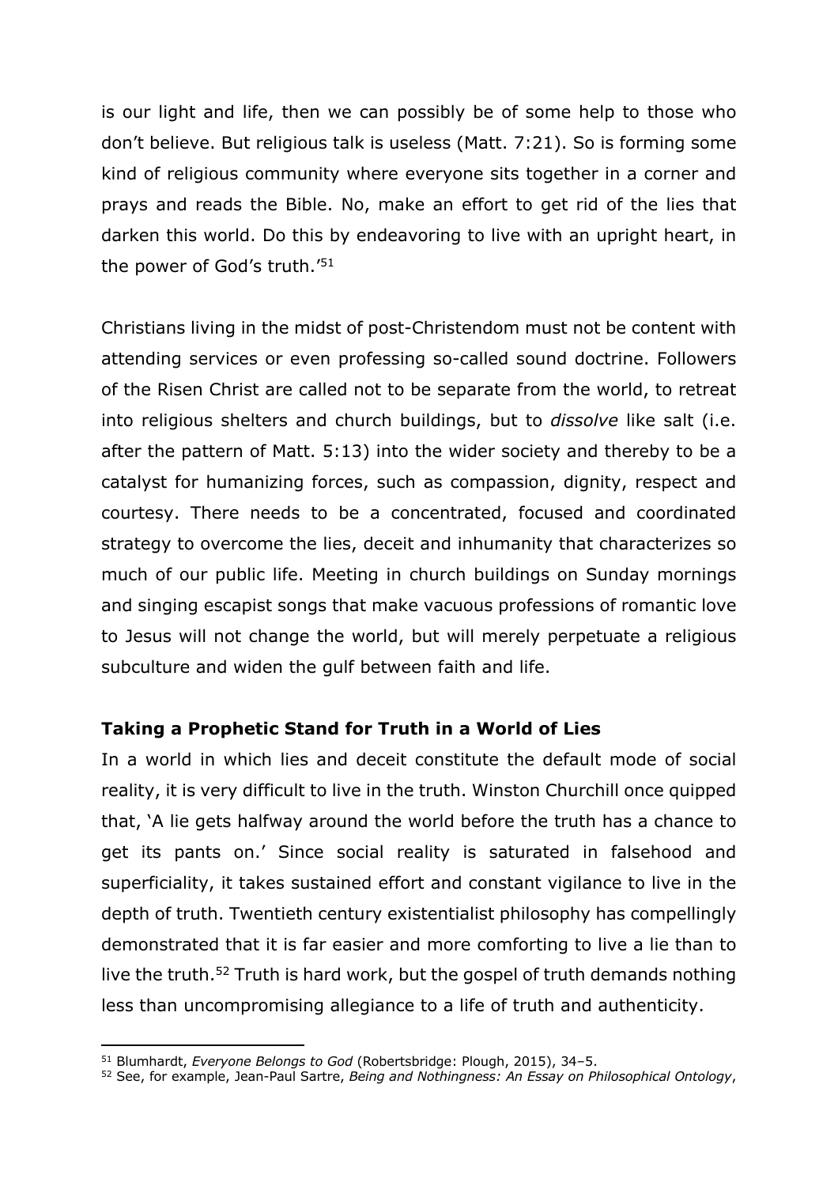is our light and life, then we can possibly be of some help to those who don't believe. But religious talk is useless (Matt. 7:21). So is forming some kind of religious community where everyone sits together in a corner and prays and reads the Bible. No, make an effort to get rid of the lies that darken this world. Do this by endeavoring to live with an upright heart, in the power of God's truth.'[51]

Christians living in the midst of post-Christendom must not be content with attending services or even professing so-called sound doctrine. Followers of the Risen Christ are called not to be separate from the world, to retreat into religious shelters and church buildings, but to *dissolve* like salt (i.e. after the pattern of Matt. 5:13) into the wider society and thereby to be a catalyst for humanizing forces, such as compassion, dignity, respect and courtesy. There needs to be a concentrated, focused and coordinated strategy to overcome the lies, deceit and inhumanity that characterizes so much of our public life. Meeting in church buildings on Sunday mornings and singing escapist songs that make vacuous professions of romantic love to Jesus will not change the world, but will merely perpetuate a religious subculture and widen the gulf between faith and life.

**Taking a Prophetic Stand for Truth in a World of Lies**

In a world in which lies and deceit constitute the default mode of social reality, it is very difficult to live in the truth. Winston Churchill once quipped that, 'A lie gets halfway around the world before the truth has a chance to get its pants on.' Since social reality is saturated in falsehood and superficiality, it takes sustained effort and constant vigilance to live in the depth of truth. Twentieth century existentialist philosophy has compellingly demonstrated that it is far easier and more comforting to live a lie than to live the truth.[52] Truth is hard work, but the gospel of truth demands nothing less than uncompromising allegiance to a life of truth and authenticity.

---

[51] Blumhardt, *Everyone Belongs to God* (Robertsbridge: Plough, 2015), 34–5.

[52] See, for example, Jean-Paul Sartre, *Being and Nothingness: An Essay on Philosophical Ontology*,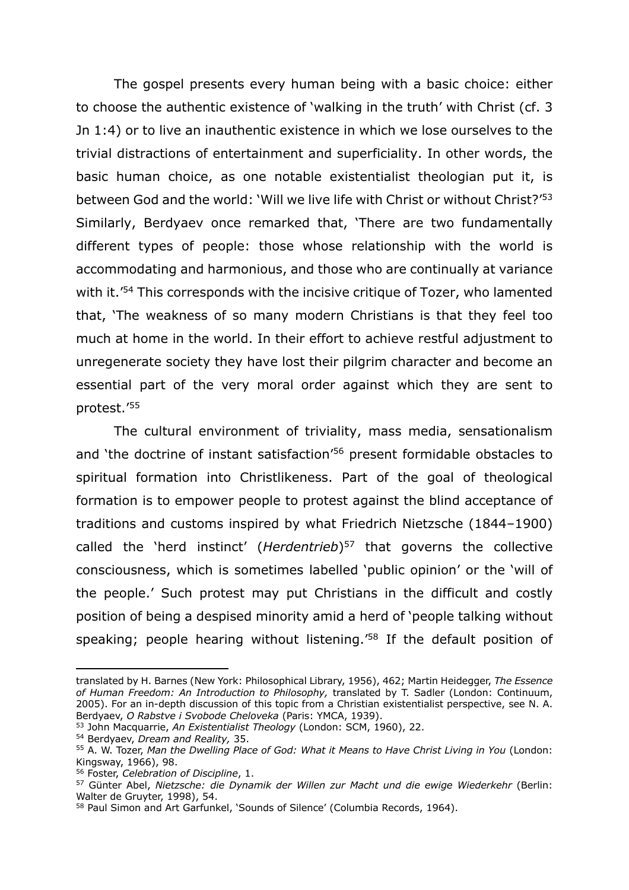The gospel presents every human being with a basic choice: either to choose the authentic existence of 'walking in the truth' with Christ (cf. 3 Jn 1:4) or to live an inauthentic existence in which we lose ourselves to the trivial distractions of entertainment and superficiality. In other words, the basic human choice, as one notable existentialist theologian put it, is between God and the world: 'Will we live life with Christ or without Christ?'[53] Similarly, Berdyaev once remarked that, 'There are two fundamentally different types of people: those whose relationship with the world is accommodating and harmonious, and those who are continually at variance with it.'[54] This corresponds with the incisive critique of Tozer, who lamented that, 'The weakness of so many modern Christians is that they feel too much at home in the world. In their effort to achieve restful adjustment to unregenerate society they have lost their pilgrim character and become an essential part of the very moral order against which they are sent to protest.'[55]

The cultural environment of triviality, mass media, sensationalism and 'the doctrine of instant satisfaction'[56] present formidable obstacles to spiritual formation into Christlikeness. Part of the goal of theological formation is to empower people to protest against the blind acceptance of traditions and customs inspired by what Friedrich Nietzsche (1844–1900) called the 'herd instinct' (*Herdentrieb*)[57] that governs the collective consciousness, which is sometimes labelled 'public opinion' or the 'will of the people.' Such protest may put Christians in the difficult and costly position of being a despised minority amid a herd of 'people talking without speaking; people hearing without listening.'[58] If the default position of

---

translated by H. Barnes (New York: Philosophical Library, 1956), 462; Martin Heidegger, *The Essence of Human Freedom: An Introduction to Philosophy,* translated by T. Sadler (London: Continuum, 2005). For an in-depth discussion of this topic from a Christian existentialist perspective, see N. A. Berdyaev, *O Rabstve i Svobode Cheloveka* (Paris: YMCA, 1939).

[53] John Macquarrie, *An Existentialist Theology* (London: SCM, 1960), 22.

[54] Berdyaev, *Dream and Reality,* 35.

[55] A. W. Tozer, *Man the Dwelling Place of God: What it Means to Have Christ Living in You* (London: Kingsway, 1966), 98.

[56] Foster, *Celebration of Discipline*, 1.

[57] Günter Abel, *Nietzsche: die Dynamik der Willen zur Macht und die ewige Wiederkehr* (Berlin: Walter de Gruyter, 1998), 54.

[58] Paul Simon and Art Garfunkel, 'Sounds of Silence' (Columbia Records, 1964).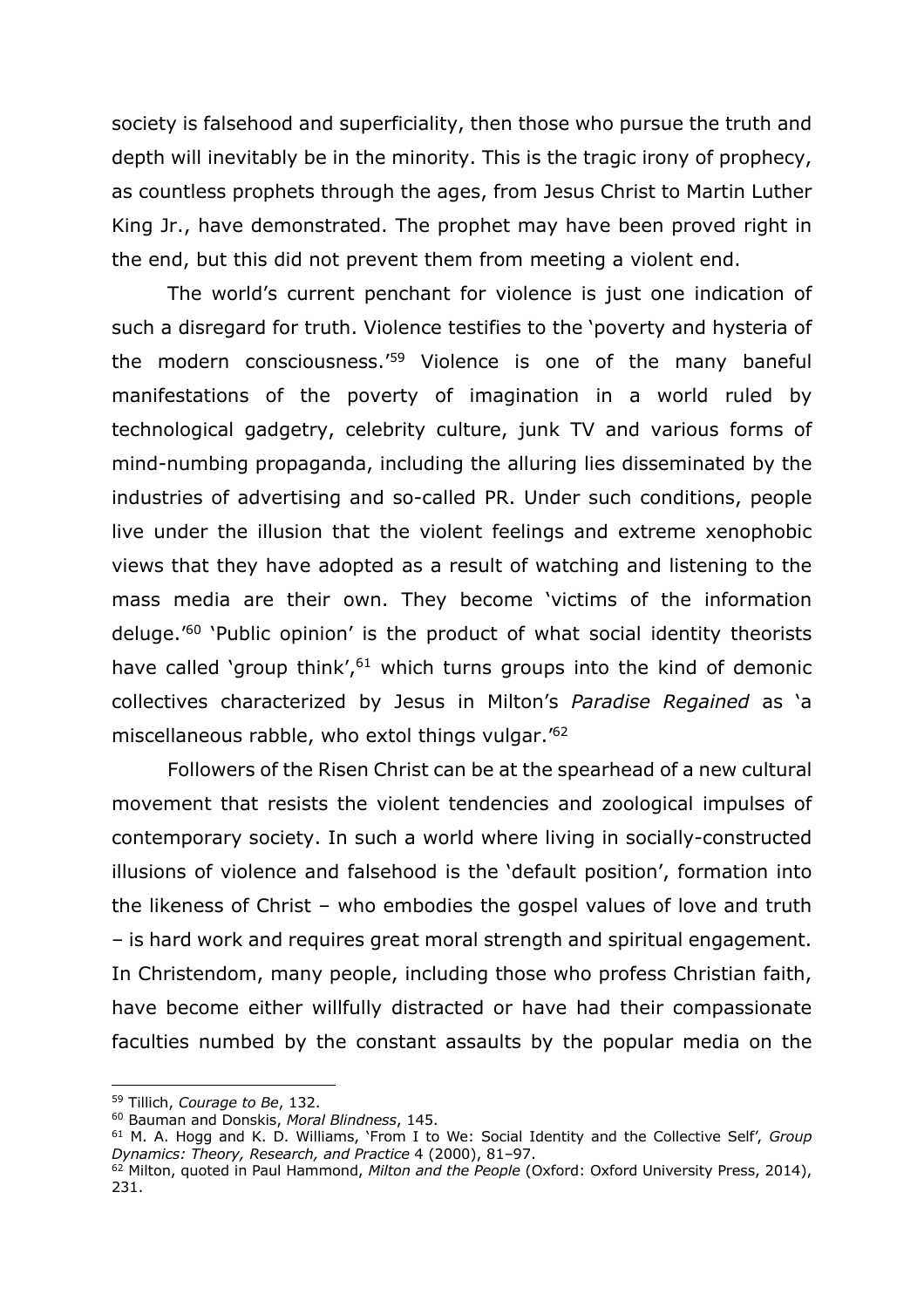society is falsehood and superficiality, then those who pursue the truth and depth will inevitably be in the minority. This is the tragic irony of prophecy, as countless prophets through the ages, from Jesus Christ to Martin Luther King Jr., have demonstrated. The prophet may have been proved right in the end, but this did not prevent them from meeting a violent end.

The world's current penchant for violence is just one indication of such a disregard for truth. Violence testifies to the 'poverty and hysteria of the modern consciousness.'[59] Violence is one of the many baneful manifestations of the poverty of imagination in a world ruled by technological gadgetry, celebrity culture, junk TV and various forms of mind-numbing propaganda, including the alluring lies disseminated by the industries of advertising and so-called PR. Under such conditions, people live under the illusion that the violent feelings and extreme xenophobic views that they have adopted as a result of watching and listening to the mass media are their own. They become 'victims of the information deluge.'[60] 'Public opinion' is the product of what social identity theorists have called 'group think',[61] which turns groups into the kind of demonic collectives characterized by Jesus in Milton's *Paradise Regained* as 'a miscellaneous rabble, who extol things vulgar.'[62]

Followers of the Risen Christ can be at the spearhead of a new cultural movement that resists the violent tendencies and zoological impulses of contemporary society. In such a world where living in socially-constructed illusions of violence and falsehood is the 'default position', formation into the likeness of Christ – who embodies the gospel values of love and truth – is hard work and requires great moral strength and spiritual engagement. In Christendom, many people, including those who profess Christian faith, have become either willfully distracted or have had their compassionate faculties numbed by the constant assaults by the popular media on the

---

[59] Tillich, *Courage to Be*, 132.

[60] Bauman and Donskis, *Moral Blindness*, 145.

[61] M. A. Hogg and K. D. Williams, 'From I to We: Social Identity and the Collective Self', *Group Dynamics: Theory, Research, and Practice* 4 (2000), 81–97.

[62] Milton, quoted in Paul Hammond, *Milton and the People* (Oxford: Oxford University Press, 2014), 231.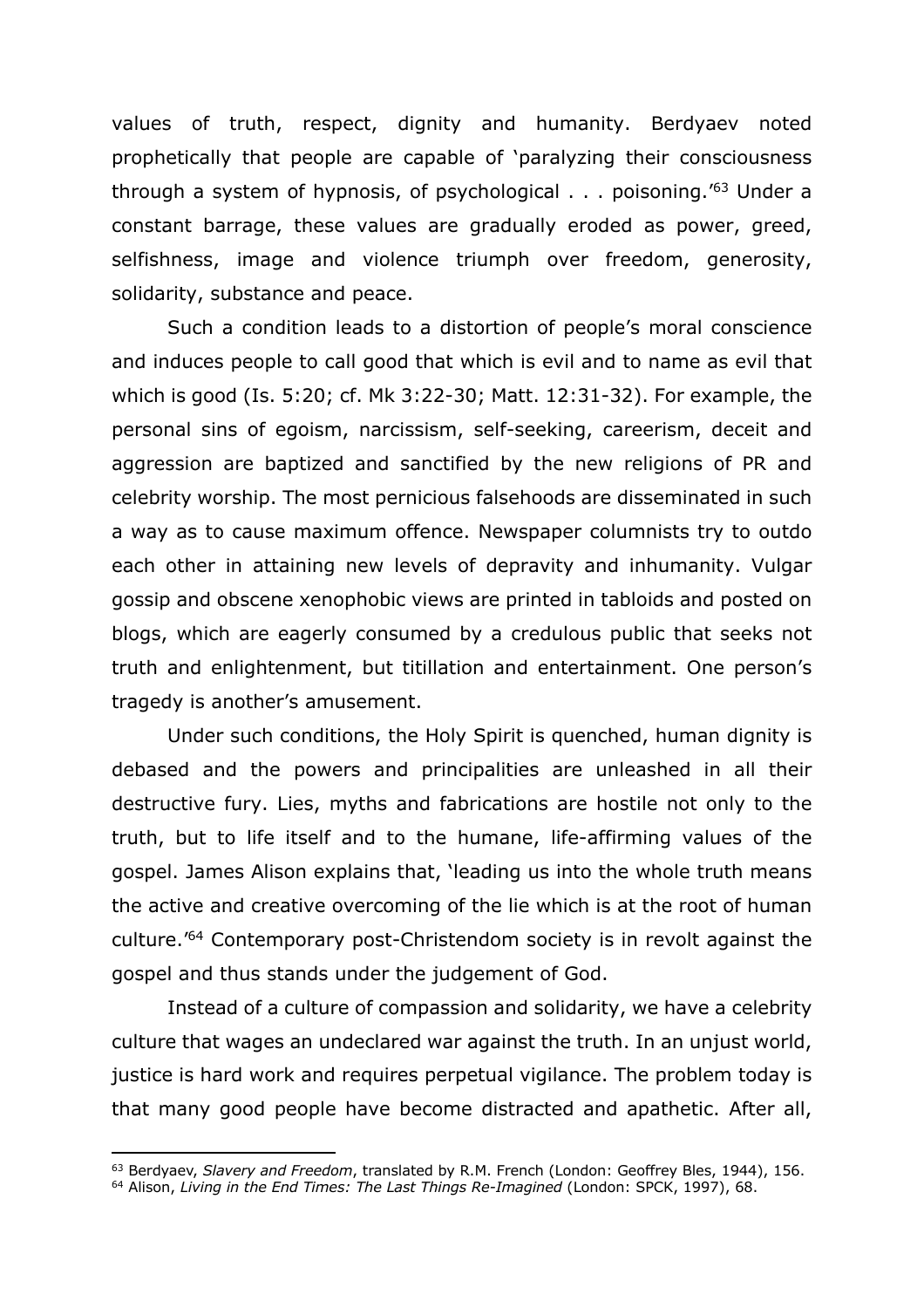values of truth, respect, dignity and humanity. Berdyaev noted prophetically that people are capable of 'paralyzing their consciousness through a system of hypnosis, of psychological . . . poisoning.'[63] Under a constant barrage, these values are gradually eroded as power, greed, selfishness, image and violence triumph over freedom, generosity, solidarity, substance and peace.

Such a condition leads to a distortion of people's moral conscience and induces people to call good that which is evil and to name as evil that which is good (Is. 5:20; cf. Mk 3:22-30; Matt. 12:31-32). For example, the personal sins of egoism, narcissism, self-seeking, careerism, deceit and aggression are baptized and sanctified by the new religions of PR and celebrity worship. The most pernicious falsehoods are disseminated in such a way as to cause maximum offence. Newspaper columnists try to outdo each other in attaining new levels of depravity and inhumanity. Vulgar gossip and obscene xenophobic views are printed in tabloids and posted on blogs, which are eagerly consumed by a credulous public that seeks not truth and enlightenment, but titillation and entertainment. One person's tragedy is another's amusement.

Under such conditions, the Holy Spirit is quenched, human dignity is debased and the powers and principalities are unleashed in all their destructive fury. Lies, myths and fabrications are hostile not only to the truth, but to life itself and to the humane, life-affirming values of the gospel. James Alison explains that, 'leading us into the whole truth means the active and creative overcoming of the lie which is at the root of human culture.'[64] Contemporary post-Christendom society is in revolt against the gospel and thus stands under the judgement of God.

Instead of a culture of compassion and solidarity, we have a celebrity culture that wages an undeclared war against the truth. In an unjust world, justice is hard work and requires perpetual vigilance. The problem today is that many good people have become distracted and apathetic. After all,

---

[63] Berdyaev, *Slavery and Freedom*, translated by R.M. French (London: Geoffrey Bles, 1944), 156.
[64] Alison, *Living in the End Times: The Last Things Re-Imagined* (London: SPCK, 1997), 68.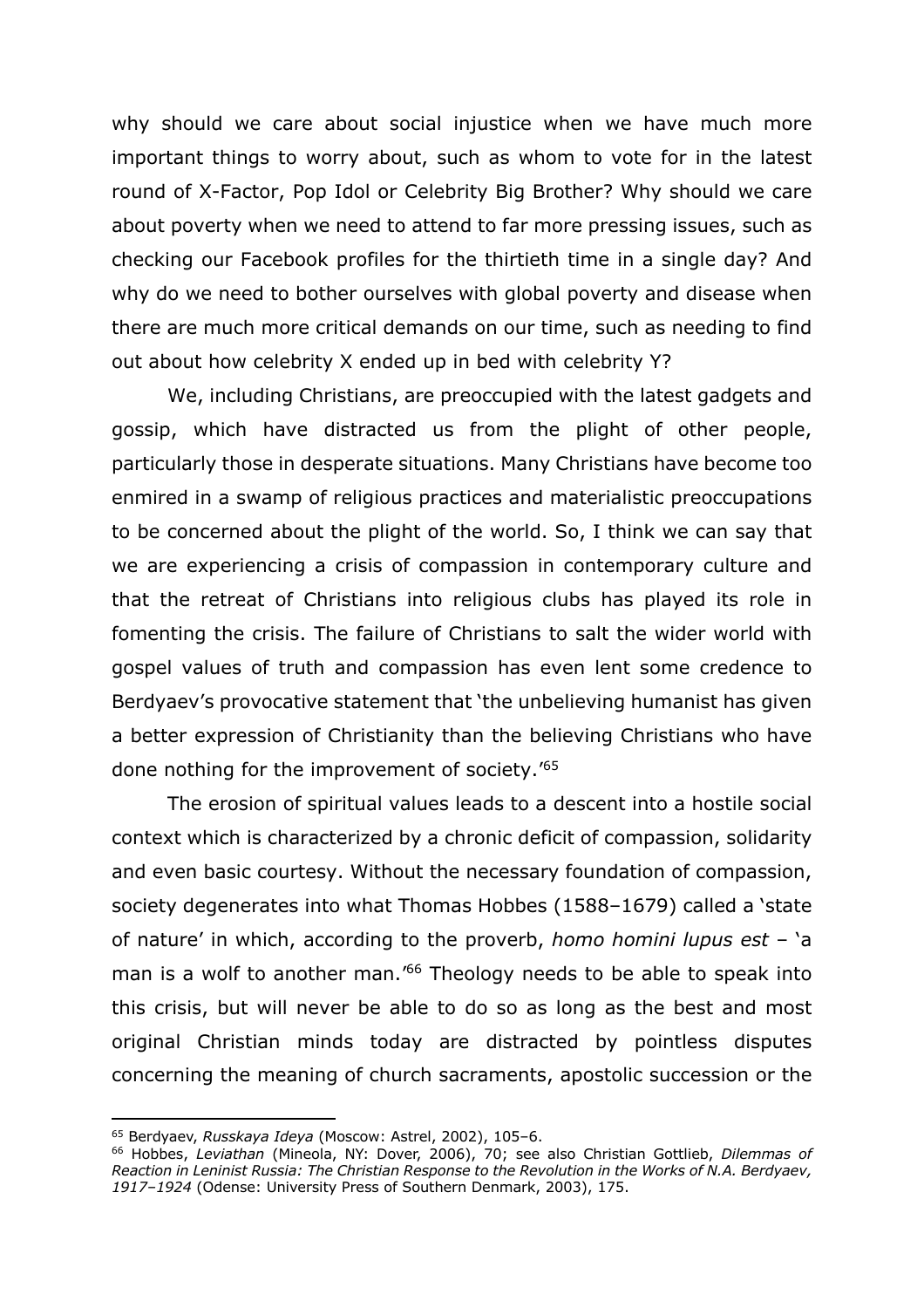why should we care about social injustice when we have much more important things to worry about, such as whom to vote for in the latest round of X-Factor, Pop Idol or Celebrity Big Brother? Why should we care about poverty when we need to attend to far more pressing issues, such as checking our Facebook profiles for the thirtieth time in a single day? And why do we need to bother ourselves with global poverty and disease when there are much more critical demands on our time, such as needing to find out about how celebrity X ended up in bed with celebrity Y?

We, including Christians, are preoccupied with the latest gadgets and gossip, which have distracted us from the plight of other people, particularly those in desperate situations. Many Christians have become too enmired in a swamp of religious practices and materialistic preoccupations to be concerned about the plight of the world. So, I think we can say that we are experiencing a crisis of compassion in contemporary culture and that the retreat of Christians into religious clubs has played its role in fomenting the crisis. The failure of Christians to salt the wider world with gospel values of truth and compassion has even lent some credence to Berdyaev's provocative statement that 'the unbelieving humanist has given a better expression of Christianity than the believing Christians who have done nothing for the improvement of society.'[65]

The erosion of spiritual values leads to a descent into a hostile social context which is characterized by a chronic deficit of compassion, solidarity and even basic courtesy. Without the necessary foundation of compassion, society degenerates into what Thomas Hobbes (1588–1679) called a 'state of nature' in which, according to the proverb, *homo homini lupus est* – 'a man is a wolf to another man.'[66] Theology needs to be able to speak into this crisis, but will never be able to do so as long as the best and most original Christian minds today are distracted by pointless disputes concerning the meaning of church sacraments, apostolic succession or the

---

[65] Berdyaev, *Russkaya Ideya* (Moscow: Astrel, 2002), 105–6.

[66] Hobbes, *Leviathan* (Mineola, NY: Dover, 2006), 70; see also Christian Gottlieb, *Dilemmas of Reaction in Leninist Russia: The Christian Response to the Revolution in the Works of N.A. Berdyaev, 1917–1924* (Odense: University Press of Southern Denmark, 2003), 175.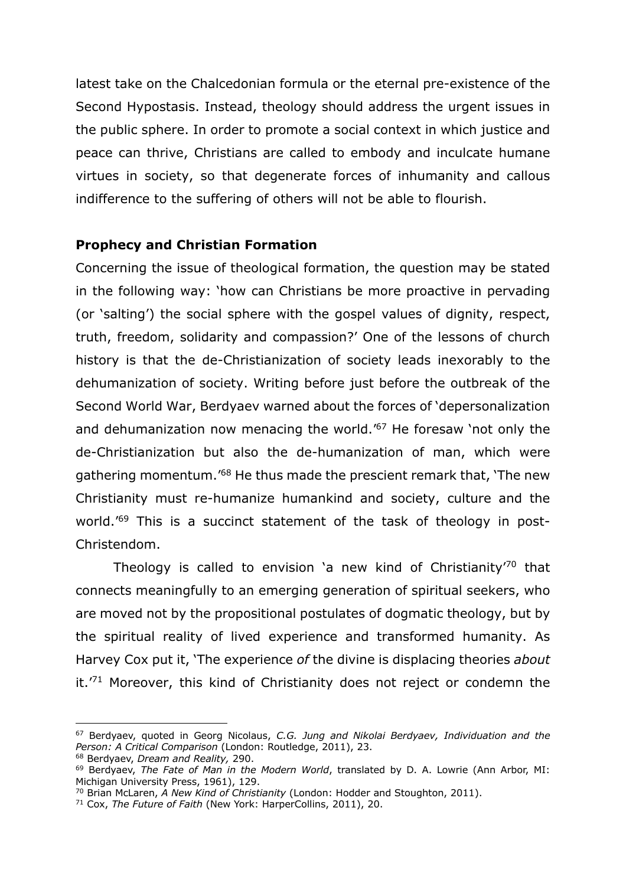latest take on the Chalcedonian formula or the eternal pre-existence of the Second Hypostasis. Instead, theology should address the urgent issues in the public sphere. In order to promote a social context in which justice and peace can thrive, Christians are called to embody and inculcate humane virtues in society, so that degenerate forces of inhumanity and callous indifference to the suffering of others will not be able to flourish.

## Prophecy and Christian Formation

Concerning the issue of theological formation, the question may be stated in the following way: 'how can Christians be more proactive in pervading (or 'salting') the social sphere with the gospel values of dignity, respect, truth, freedom, solidarity and compassion?' One of the lessons of church history is that the de-Christianization of society leads inexorably to the dehumanization of society. Writing before just before the outbreak of the Second World War, Berdyaev warned about the forces of 'depersonalization and dehumanization now menacing the world.'[67] He foresaw 'not only the de-Christianization but also the de-humanization of man, which were gathering momentum.'[68] He thus made the prescient remark that, 'The new Christianity must re-humanize humankind and society, culture and the world.'[69] This is a succinct statement of the task of theology in post-Christendom.

Theology is called to envision 'a new kind of Christianity'[70] that connects meaningfully to an emerging generation of spiritual seekers, who are moved not by the propositional postulates of dogmatic theology, but by the spiritual reality of lived experience and transformed humanity. As Harvey Cox put it, 'The experience *of* the divine is displacing theories *about* it.'[71] Moreover, this kind of Christianity does not reject or condemn the

---

[67] Berdyaev, quoted in Georg Nicolaus, *C.G. Jung and Nikolai Berdyaev, Individuation and the Person: A Critical Comparison* (London: Routledge, 2011), 23.

[68] Berdyaev, *Dream and Reality,* 290.

[69] Berdyaev, *The Fate of Man in the Modern World*, translated by D. A. Lowrie (Ann Arbor, MI: Michigan University Press, 1961), 129.

[70] Brian McLaren, *A New Kind of Christianity* (London: Hodder and Stoughton, 2011).

[71] Cox, *The Future of Faith* (New York: HarperCollins, 2011), 20.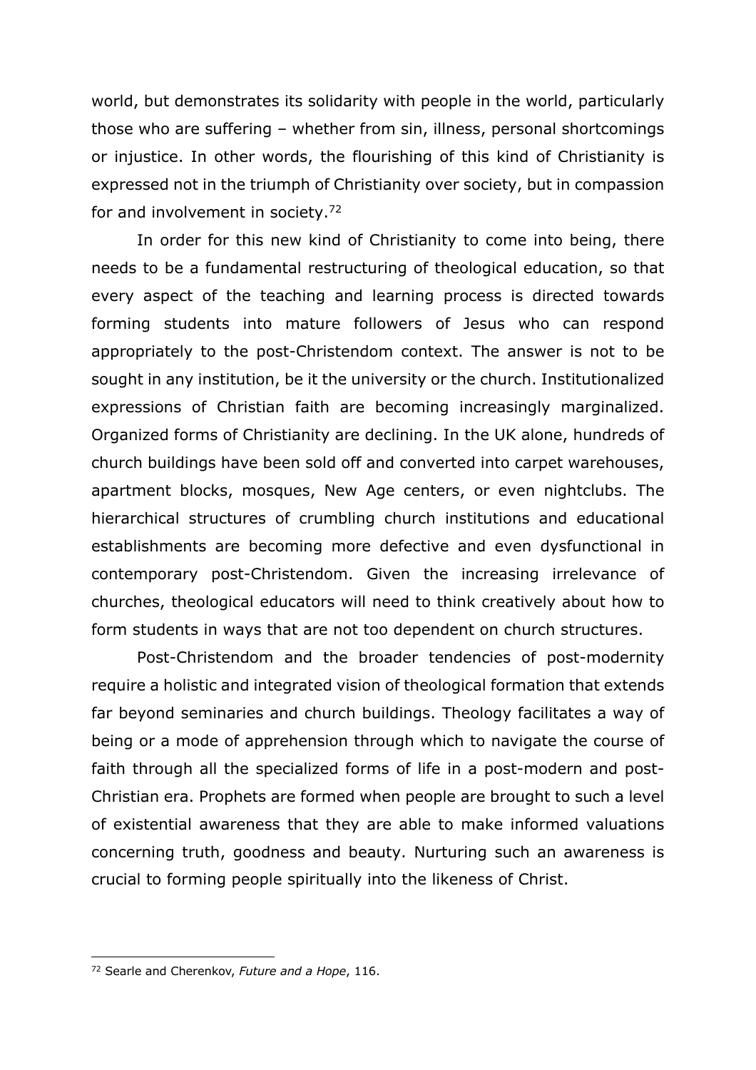world, but demonstrates its solidarity with people in the world, particularly those who are suffering – whether from sin, illness, personal shortcomings or injustice. In other words, the flourishing of this kind of Christianity is expressed not in the triumph of Christianity over society, but in compassion for and involvement in society.[72]

In order for this new kind of Christianity to come into being, there needs to be a fundamental restructuring of theological education, so that every aspect of the teaching and learning process is directed towards forming students into mature followers of Jesus who can respond appropriately to the post-Christendom context. The answer is not to be sought in any institution, be it the university or the church. Institutionalized expressions of Christian faith are becoming increasingly marginalized. Organized forms of Christianity are declining. In the UK alone, hundreds of church buildings have been sold off and converted into carpet warehouses, apartment blocks, mosques, New Age centers, or even nightclubs. The hierarchical structures of crumbling church institutions and educational establishments are becoming more defective and even dysfunctional in contemporary post-Christendom. Given the increasing irrelevance of churches, theological educators will need to think creatively about how to form students in ways that are not too dependent on church structures.

Post-Christendom and the broader tendencies of post-modernity require a holistic and integrated vision of theological formation that extends far beyond seminaries and church buildings. Theology facilitates a way of being or a mode of apprehension through which to navigate the course of faith through all the specialized forms of life in a post-modern and post-Christian era. Prophets are formed when people are brought to such a level of existential awareness that they are able to make informed valuations concerning truth, goodness and beauty. Nurturing such an awareness is crucial to forming people spiritually into the likeness of Christ.

---

[72] Searle and Cherenkov, *Future and a Hope*, 116.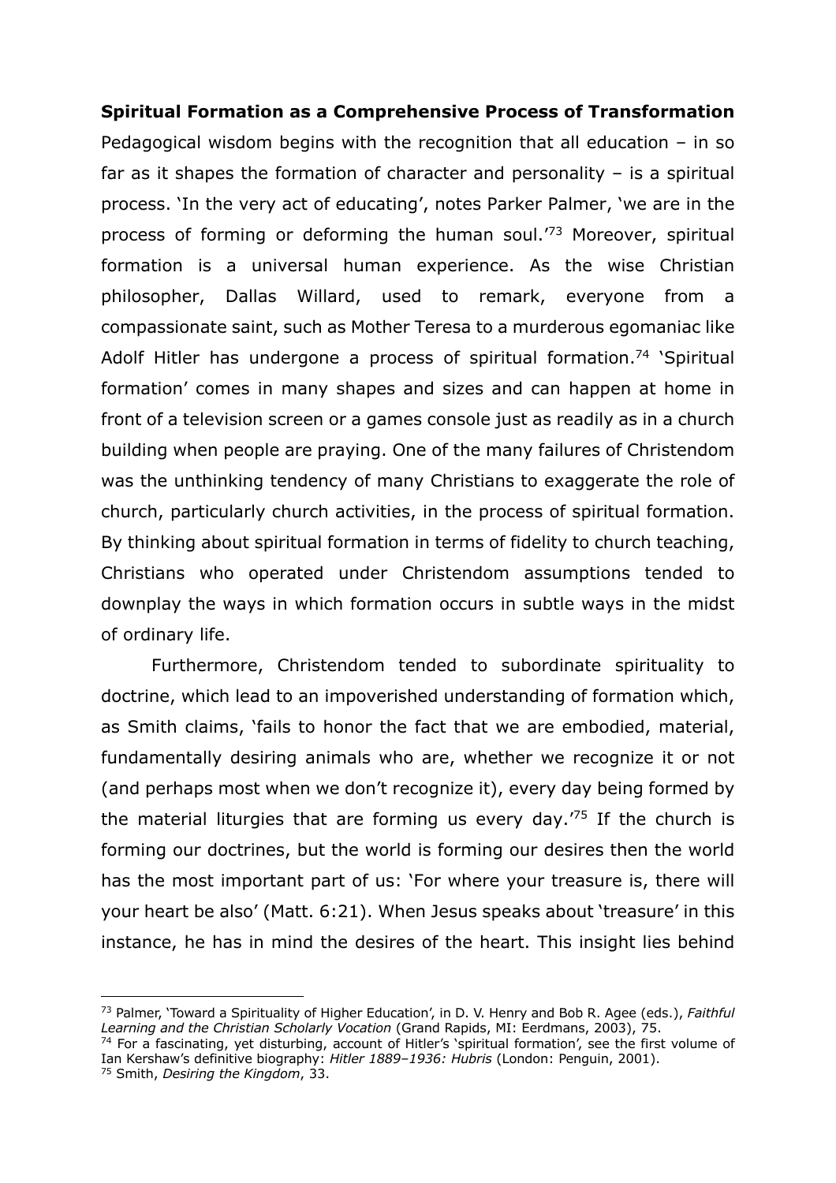**Spiritual Formation as a Comprehensive Process of Transformation**

Pedagogical wisdom begins with the recognition that all education – in so far as it shapes the formation of character and personality – is a spiritual process. 'In the very act of educating', notes Parker Palmer, 'we are in the process of forming or deforming the human soul.'[73] Moreover, spiritual formation is a universal human experience. As the wise Christian philosopher, Dallas Willard, used to remark, everyone from a compassionate saint, such as Mother Teresa to a murderous egomaniac like Adolf Hitler has undergone a process of spiritual formation.[74] 'Spiritual formation' comes in many shapes and sizes and can happen at home in front of a television screen or a games console just as readily as in a church building when people are praying. One of the many failures of Christendom was the unthinking tendency of many Christians to exaggerate the role of church, particularly church activities, in the process of spiritual formation. By thinking about spiritual formation in terms of fidelity to church teaching, Christians who operated under Christendom assumptions tended to downplay the ways in which formation occurs in subtle ways in the midst of ordinary life.

Furthermore, Christendom tended to subordinate spirituality to doctrine, which lead to an impoverished understanding of formation which, as Smith claims, 'fails to honor the fact that we are embodied, material, fundamentally desiring animals who are, whether we recognize it or not (and perhaps most when we don't recognize it), every day being formed by the material liturgies that are forming us every day.'[75] If the church is forming our doctrines, but the world is forming our desires then the world has the most important part of us: 'For where your treasure is, there will your heart be also' (Matt. 6:21). When Jesus speaks about 'treasure' in this instance, he has in mind the desires of the heart. This insight lies behind

[73] Palmer, 'Toward a Spirituality of Higher Education', in D. V. Henry and Bob R. Agee (eds.), *Faithful Learning and the Christian Scholarly Vocation* (Grand Rapids, MI: Eerdmans, 2003), 75.

[74] For a fascinating, yet disturbing, account of Hitler's 'spiritual formation', see the first volume of Ian Kershaw's definitive biography: *Hitler 1889–1936: Hubris* (London: Penguin, 2001).

[75] Smith, *Desiring the Kingdom*, 33.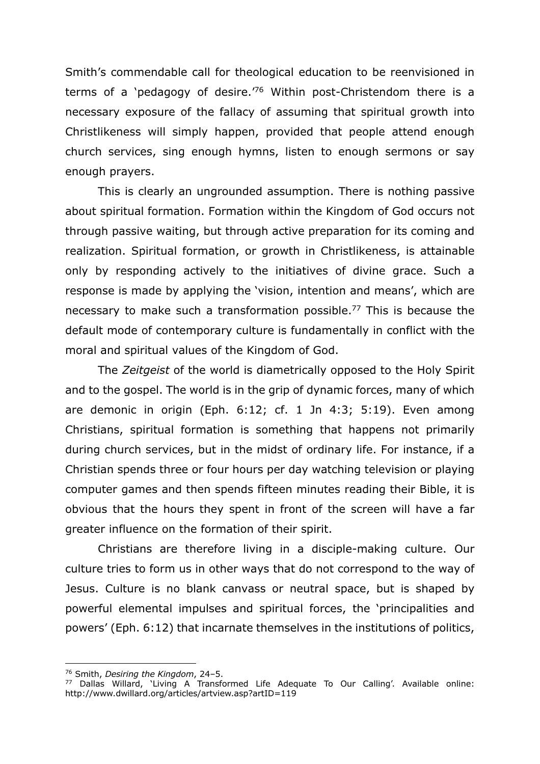Smith's commendable call for theological education to be reenvisioned in terms of a 'pedagogy of desire.'[76] Within post-Christendom there is a necessary exposure of the fallacy of assuming that spiritual growth into Christlikeness will simply happen, provided that people attend enough church services, sing enough hymns, listen to enough sermons or say enough prayers.

This is clearly an ungrounded assumption. There is nothing passive about spiritual formation. Formation within the Kingdom of God occurs not through passive waiting, but through active preparation for its coming and realization. Spiritual formation, or growth in Christlikeness, is attainable only by responding actively to the initiatives of divine grace. Such a response is made by applying the 'vision, intention and means', which are necessary to make such a transformation possible.[77] This is because the default mode of contemporary culture is fundamentally in conflict with the moral and spiritual values of the Kingdom of God.

The *Zeitgeist* of the world is diametrically opposed to the Holy Spirit and to the gospel. The world is in the grip of dynamic forces, many of which are demonic in origin (Eph. 6:12; cf. 1 Jn 4:3; 5:19). Even among Christians, spiritual formation is something that happens not primarily during church services, but in the midst of ordinary life. For instance, if a Christian spends three or four hours per day watching television or playing computer games and then spends fifteen minutes reading their Bible, it is obvious that the hours they spent in front of the screen will have a far greater influence on the formation of their spirit.

Christians are therefore living in a disciple-making culture. Our culture tries to form us in other ways that do not correspond to the way of Jesus. Culture is no blank canvass or neutral space, but is shaped by powerful elemental impulses and spiritual forces, the 'principalities and powers' (Eph. 6:12) that incarnate themselves in the institutions of politics,

---

[76] Smith, *Desiring the Kingdom*, 24–5.

[77] Dallas Willard, 'Living A Transformed Life Adequate To Our Calling'. Available online: http://www.dwillard.org/articles/artview.asp?artID=119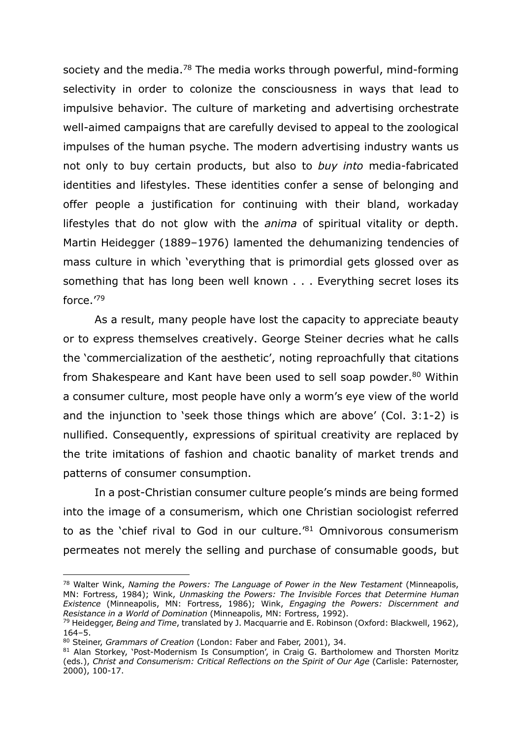society and the media.[78] The media works through powerful, mind-forming selectivity in order to colonize the consciousness in ways that lead to impulsive behavior. The culture of marketing and advertising orchestrate well-aimed campaigns that are carefully devised to appeal to the zoological impulses of the human psyche. The modern advertising industry wants us not only to buy certain products, but also to *buy into* media-fabricated identities and lifestyles. These identities confer a sense of belonging and offer people a justification for continuing with their bland, workaday lifestyles that do not glow with the *anima* of spiritual vitality or depth. Martin Heidegger (1889–1976) lamented the dehumanizing tendencies of mass culture in which 'everything that is primordial gets glossed over as something that has long been well known . . . Everything secret loses its force.'[79]

As a result, many people have lost the capacity to appreciate beauty or to express themselves creatively. George Steiner decries what he calls the 'commercialization of the aesthetic', noting reproachfully that citations from Shakespeare and Kant have been used to sell soap powder.[80] Within a consumer culture, most people have only a worm's eye view of the world and the injunction to 'seek those things which are above' (Col. 3:1-2) is nullified. Consequently, expressions of spiritual creativity are replaced by the trite imitations of fashion and chaotic banality of market trends and patterns of consumer consumption.

In a post-Christian consumer culture people's minds are being formed into the image of a consumerism, which one Christian sociologist referred to as the 'chief rival to God in our culture.'[81] Omnivorous consumerism permeates not merely the selling and purchase of consumable goods, but

---

[78] Walter Wink, *Naming the Powers: The Language of Power in the New Testament* (Minneapolis, MN: Fortress, 1984); Wink, *Unmasking the Powers: The Invisible Forces that Determine Human Existence* (Minneapolis, MN: Fortress, 1986); Wink, *Engaging the Powers: Discernment and Resistance in a World of Domination* (Minneapolis, MN: Fortress, 1992).

[79] Heidegger, *Being and Time*, translated by J. Macquarrie and E. Robinson (Oxford: Blackwell, 1962), 164–5.

[80] Steiner, *Grammars of Creation* (London: Faber and Faber, 2001), 34.

[81] Alan Storkey, 'Post-Modernism Is Consumption', in Craig G. Bartholomew and Thorsten Moritz (eds.), *Christ and Consumerism: Critical Reflections on the Spirit of Our Age* (Carlisle: Paternoster, 2000), 100-17.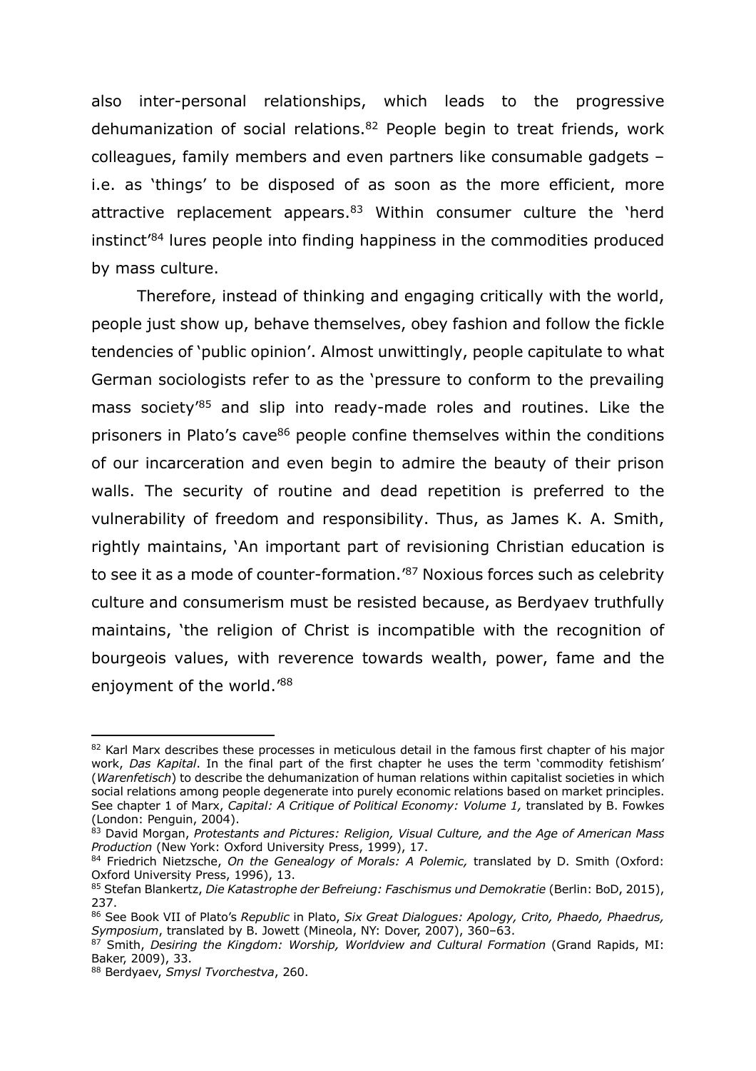also inter-personal relationships, which leads to the progressive dehumanization of social relations.[82] People begin to treat friends, work colleagues, family members and even partners like consumable gadgets – i.e. as 'things' to be disposed of as soon as the more efficient, more attractive replacement appears.[83] Within consumer culture the 'herd instinct'[84] lures people into finding happiness in the commodities produced by mass culture.

Therefore, instead of thinking and engaging critically with the world, people just show up, behave themselves, obey fashion and follow the fickle tendencies of 'public opinion'. Almost unwittingly, people capitulate to what German sociologists refer to as the 'pressure to conform to the prevailing mass society'[85] and slip into ready-made roles and routines. Like the prisoners in Plato's cave[86] people confine themselves within the conditions of our incarceration and even begin to admire the beauty of their prison walls. The security of routine and dead repetition is preferred to the vulnerability of freedom and responsibility. Thus, as James K. A. Smith, rightly maintains, 'An important part of revisioning Christian education is to see it as a mode of counter-formation.'[87] Noxious forces such as celebrity culture and consumerism must be resisted because, as Berdyaev truthfully maintains, 'the religion of Christ is incompatible with the recognition of bourgeois values, with reverence towards wealth, power, fame and the enjoyment of the world.'[88]

---

[82] Karl Marx describes these processes in meticulous detail in the famous first chapter of his major work, *Das Kapital*. In the final part of the first chapter he uses the term 'commodity fetishism' (*Warenfetisch*) to describe the dehumanization of human relations within capitalist societies in which social relations among people degenerate into purely economic relations based on market principles. See chapter 1 of Marx, *Capital: A Critique of Political Economy: Volume 1,* translated by B. Fowkes (London: Penguin, 2004).

[83] David Morgan, *Protestants and Pictures: Religion, Visual Culture, and the Age of American Mass Production* (New York: Oxford University Press, 1999), 17.

[84] Friedrich Nietzsche, *On the Genealogy of Morals: A Polemic,* translated by D. Smith (Oxford: Oxford University Press, 1996), 13.

[85] Stefan Blankertz, *Die Katastrophe der Befreiung: Faschismus und Demokratie* (Berlin: BoD, 2015), 237.

[86] See Book VII of Plato's *Republic* in Plato, *Six Great Dialogues: Apology, Crito, Phaedo, Phaedrus, Symposium*, translated by B. Jowett (Mineola, NY: Dover, 2007), 360–63.

[87] Smith, *Desiring the Kingdom: Worship, Worldview and Cultural Formation* (Grand Rapids, MI: Baker, 2009), 33.

[88] Berdyaev, *Smysl Tvorchestva*, 260.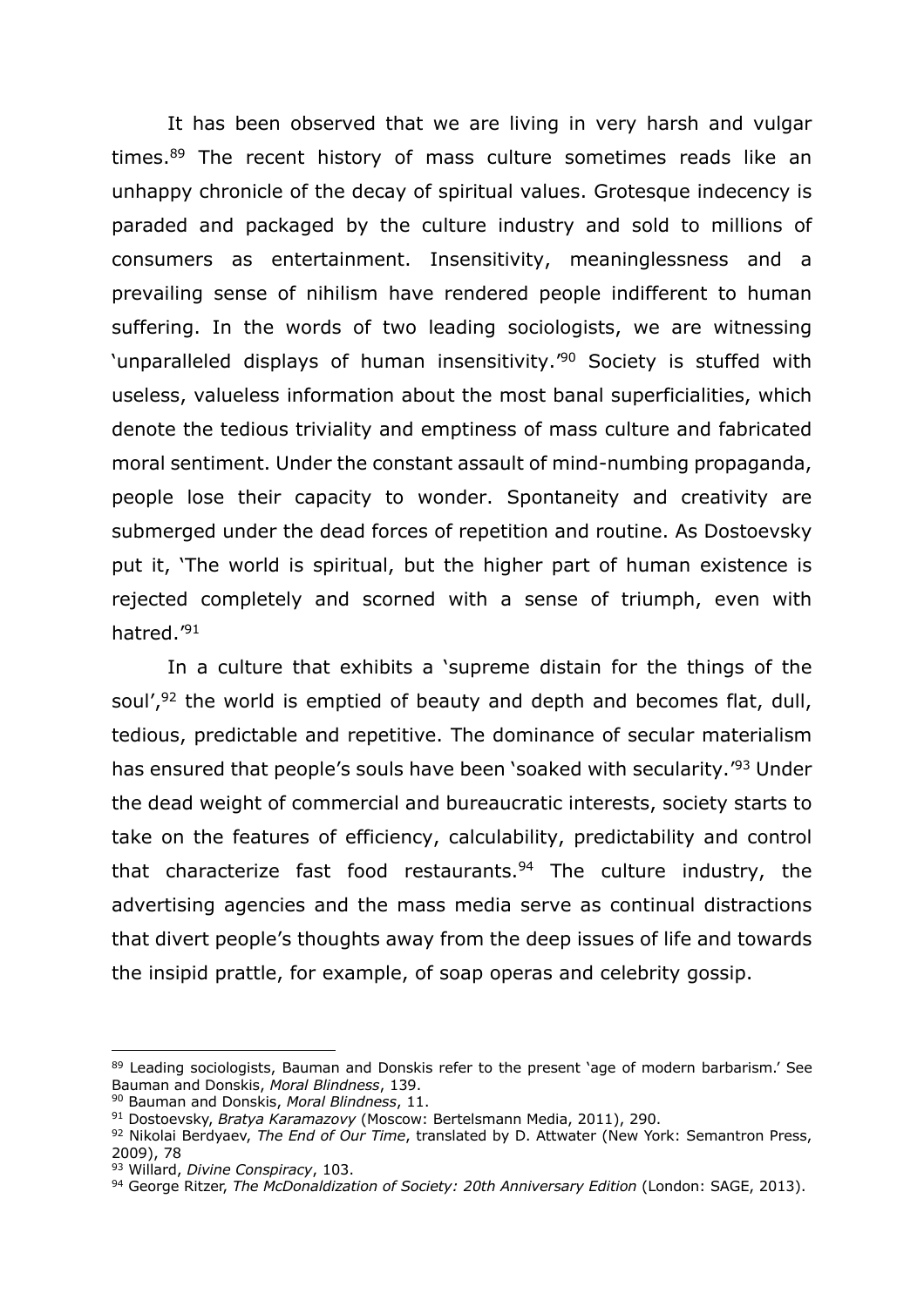It has been observed that we are living in very harsh and vulgar times.[89] The recent history of mass culture sometimes reads like an unhappy chronicle of the decay of spiritual values. Grotesque indecency is paraded and packaged by the culture industry and sold to millions of consumers as entertainment. Insensitivity, meaninglessness and a prevailing sense of nihilism have rendered people indifferent to human suffering. In the words of two leading sociologists, we are witnessing 'unparalleled displays of human insensitivity.'[90] Society is stuffed with useless, valueless information about the most banal superficialities, which denote the tedious triviality and emptiness of mass culture and fabricated moral sentiment. Under the constant assault of mind-numbing propaganda, people lose their capacity to wonder. Spontaneity and creativity are submerged under the dead forces of repetition and routine. As Dostoevsky put it, 'The world is spiritual, but the higher part of human existence is rejected completely and scorned with a sense of triumph, even with hatred.'[91]

In a culture that exhibits a 'supreme distain for the things of the soul',[92] the world is emptied of beauty and depth and becomes flat, dull, tedious, predictable and repetitive. The dominance of secular materialism has ensured that people's souls have been 'soaked with secularity.'[93] Under the dead weight of commercial and bureaucratic interests, society starts to take on the features of efficiency, calculability, predictability and control that characterize fast food restaurants.[94] The culture industry, the advertising agencies and the mass media serve as continual distractions that divert people's thoughts away from the deep issues of life and towards the insipid prattle, for example, of soap operas and celebrity gossip.

---

[89] Leading sociologists, Bauman and Donskis refer to the present 'age of modern barbarism.' See Bauman and Donskis, *Moral Blindness*, 139.

[90] Bauman and Donskis, *Moral Blindness*, 11.

[91] Dostoevsky, *Bratya Karamazovy* (Moscow: Bertelsmann Media, 2011), 290.

[92] Nikolai Berdyaev, *The End of Our Time*, translated by D. Attwater (New York: Semantron Press, 2009), 78

[93] Willard, *Divine Conspiracy*, 103.

[94] George Ritzer, *The McDonaldization of Society: 20th Anniversary Edition* (London: SAGE, 2013).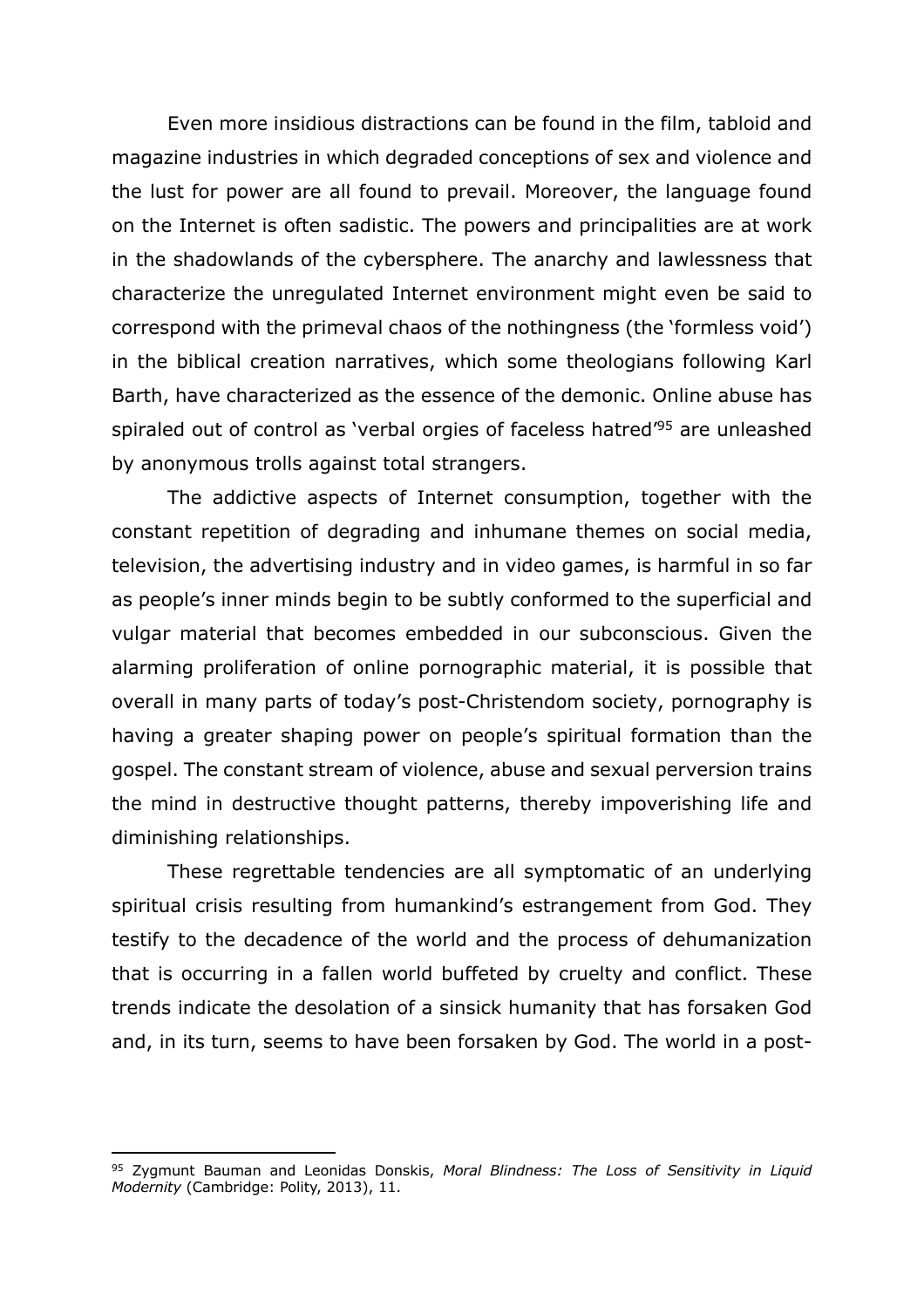Even more insidious distractions can be found in the film, tabloid and magazine industries in which degraded conceptions of sex and violence and the lust for power are all found to prevail. Moreover, the language found on the Internet is often sadistic. The powers and principalities are at work in the shadowlands of the cybersphere. The anarchy and lawlessness that characterize the unregulated Internet environment might even be said to correspond with the primeval chaos of the nothingness (the 'formless void') in the biblical creation narratives, which some theologians following Karl Barth, have characterized as the essence of the demonic. Online abuse has spiraled out of control as 'verbal orgies of faceless hatred'[95] are unleashed by anonymous trolls against total strangers.

The addictive aspects of Internet consumption, together with the constant repetition of degrading and inhumane themes on social media, television, the advertising industry and in video games, is harmful in so far as people's inner minds begin to be subtly conformed to the superficial and vulgar material that becomes embedded in our subconscious. Given the alarming proliferation of online pornographic material, it is possible that overall in many parts of today's post-Christendom society, pornography is having a greater shaping power on people's spiritual formation than the gospel. The constant stream of violence, abuse and sexual perversion trains the mind in destructive thought patterns, thereby impoverishing life and diminishing relationships.

These regrettable tendencies are all symptomatic of an underlying spiritual crisis resulting from humankind's estrangement from God. They testify to the decadence of the world and the process of dehumanization that is occurring in a fallen world buffeted by cruelty and conflict. These trends indicate the desolation of a sinsick humanity that has forsaken God and, in its turn, seems to have been forsaken by God. The world in a post-

---

[95] Zygmunt Bauman and Leonidas Donskis, *Moral Blindness: The Loss of Sensitivity in Liquid Modernity* (Cambridge: Polity, 2013), 11.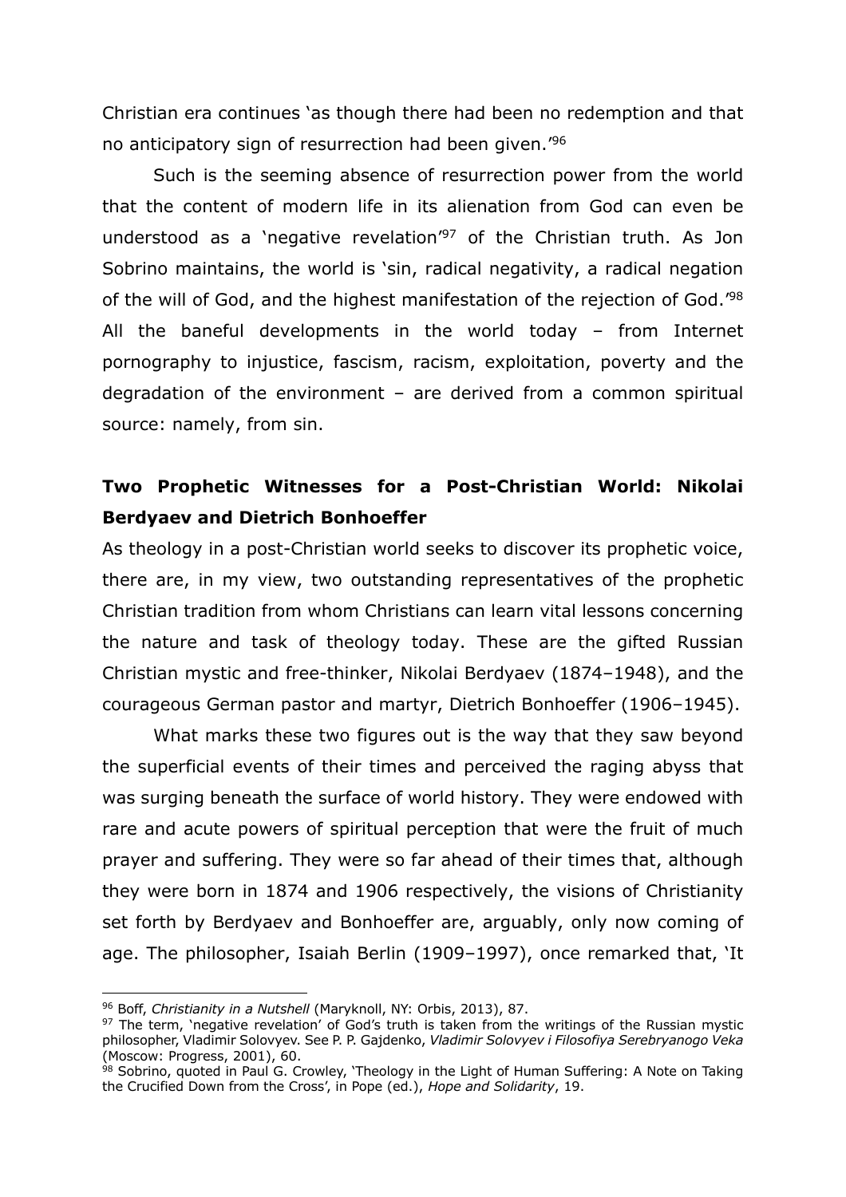Christian era continues 'as though there had been no redemption and that no anticipatory sign of resurrection had been given.'[96]

Such is the seeming absence of resurrection power from the world that the content of modern life in its alienation from God can even be understood as a 'negative revelation'[97] of the Christian truth. As Jon Sobrino maintains, the world is 'sin, radical negativity, a radical negation of the will of God, and the highest manifestation of the rejection of God.'[98] All the baneful developments in the world today – from Internet pornography to injustice, fascism, racism, exploitation, poverty and the degradation of the environment – are derived from a common spiritual source: namely, from sin.

## Two Prophetic Witnesses for a Post-Christian World: Nikolai Berdyaev and Dietrich Bonhoeffer

As theology in a post-Christian world seeks to discover its prophetic voice, there are, in my view, two outstanding representatives of the prophetic Christian tradition from whom Christians can learn vital lessons concerning the nature and task of theology today. These are the gifted Russian Christian mystic and free-thinker, Nikolai Berdyaev (1874–1948), and the courageous German pastor and martyr, Dietrich Bonhoeffer (1906–1945).

What marks these two figures out is the way that they saw beyond the superficial events of their times and perceived the raging abyss that was surging beneath the surface of world history. They were endowed with rare and acute powers of spiritual perception that were the fruit of much prayer and suffering. They were so far ahead of their times that, although they were born in 1874 and 1906 respectively, the visions of Christianity set forth by Berdyaev and Bonhoeffer are, arguably, only now coming of age. The philosopher, Isaiah Berlin (1909–1997), once remarked that, 'It

---

[96] Boff, *Christianity in a Nutshell* (Maryknoll, NY: Orbis, 2013), 87.

[97] The term, 'negative revelation' of God's truth is taken from the writings of the Russian mystic philosopher, Vladimir Solovyev. See P. P. Gajdenko, *Vladimir Solovyev i Filosofiya Serebryanogo Veka* (Moscow: Progress, 2001), 60.

[98] Sobrino, quoted in Paul G. Crowley, 'Theology in the Light of Human Suffering: A Note on Taking the Crucified Down from the Cross', in Pope (ed.), *Hope and Solidarity*, 19.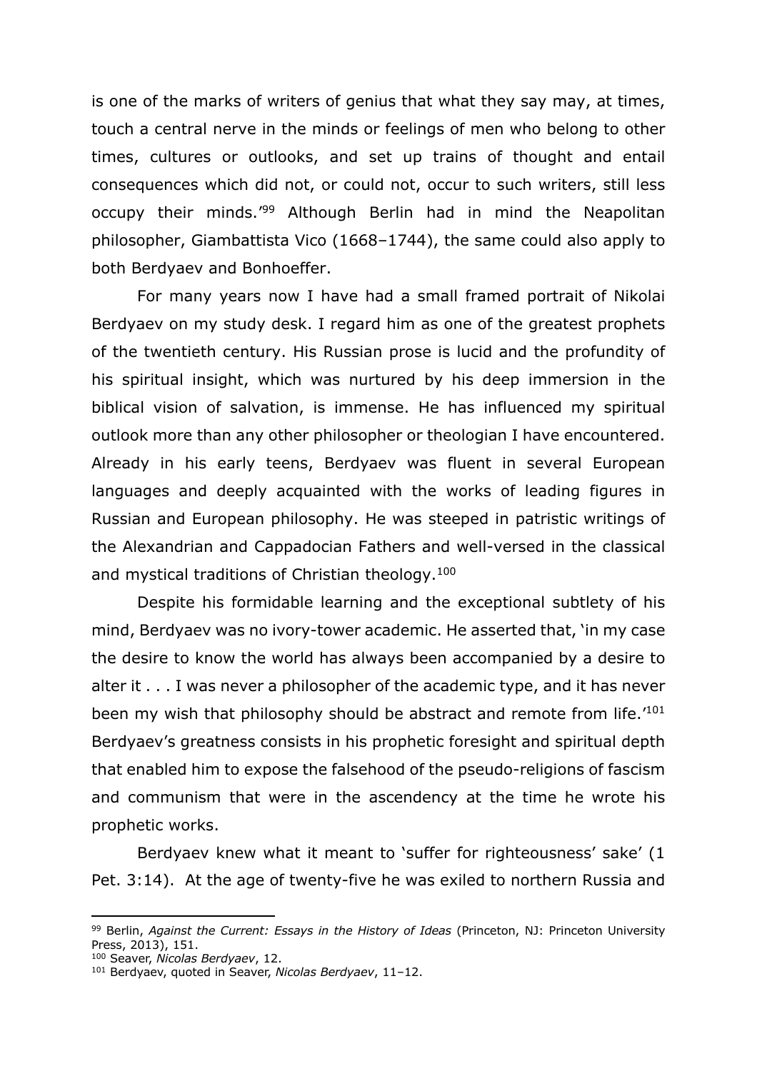is one of the marks of writers of genius that what they say may, at times, touch a central nerve in the minds or feelings of men who belong to other times, cultures or outlooks, and set up trains of thought and entail consequences which did not, or could not, occur to such writers, still less occupy their minds.'[99] Although Berlin had in mind the Neapolitan philosopher, Giambattista Vico (1668–1744), the same could also apply to both Berdyaev and Bonhoeffer.

For many years now I have had a small framed portrait of Nikolai Berdyaev on my study desk. I regard him as one of the greatest prophets of the twentieth century. His Russian prose is lucid and the profundity of his spiritual insight, which was nurtured by his deep immersion in the biblical vision of salvation, is immense. He has influenced my spiritual outlook more than any other philosopher or theologian I have encountered. Already in his early teens, Berdyaev was fluent in several European languages and deeply acquainted with the works of leading figures in Russian and European philosophy. He was steeped in patristic writings of the Alexandrian and Cappadocian Fathers and well-versed in the classical and mystical traditions of Christian theology.[100]

Despite his formidable learning and the exceptional subtlety of his mind, Berdyaev was no ivory-tower academic. He asserted that, 'in my case the desire to know the world has always been accompanied by a desire to alter it . . . I was never a philosopher of the academic type, and it has never been my wish that philosophy should be abstract and remote from life.'[101] Berdyaev's greatness consists in his prophetic foresight and spiritual depth that enabled him to expose the falsehood of the pseudo-religions of fascism and communism that were in the ascendency at the time he wrote his prophetic works.

Berdyaev knew what it meant to 'suffer for righteousness' sake' (1 Pet. 3:14). At the age of twenty-five he was exiled to northern Russia and

---

[99] Berlin, *Against the Current: Essays in the History of Ideas* (Princeton, NJ: Princeton University Press, 2013), 151.

[100] Seaver, *Nicolas Berdyaev*, 12.

[101] Berdyaev, quoted in Seaver, *Nicolas Berdyaev*, 11–12.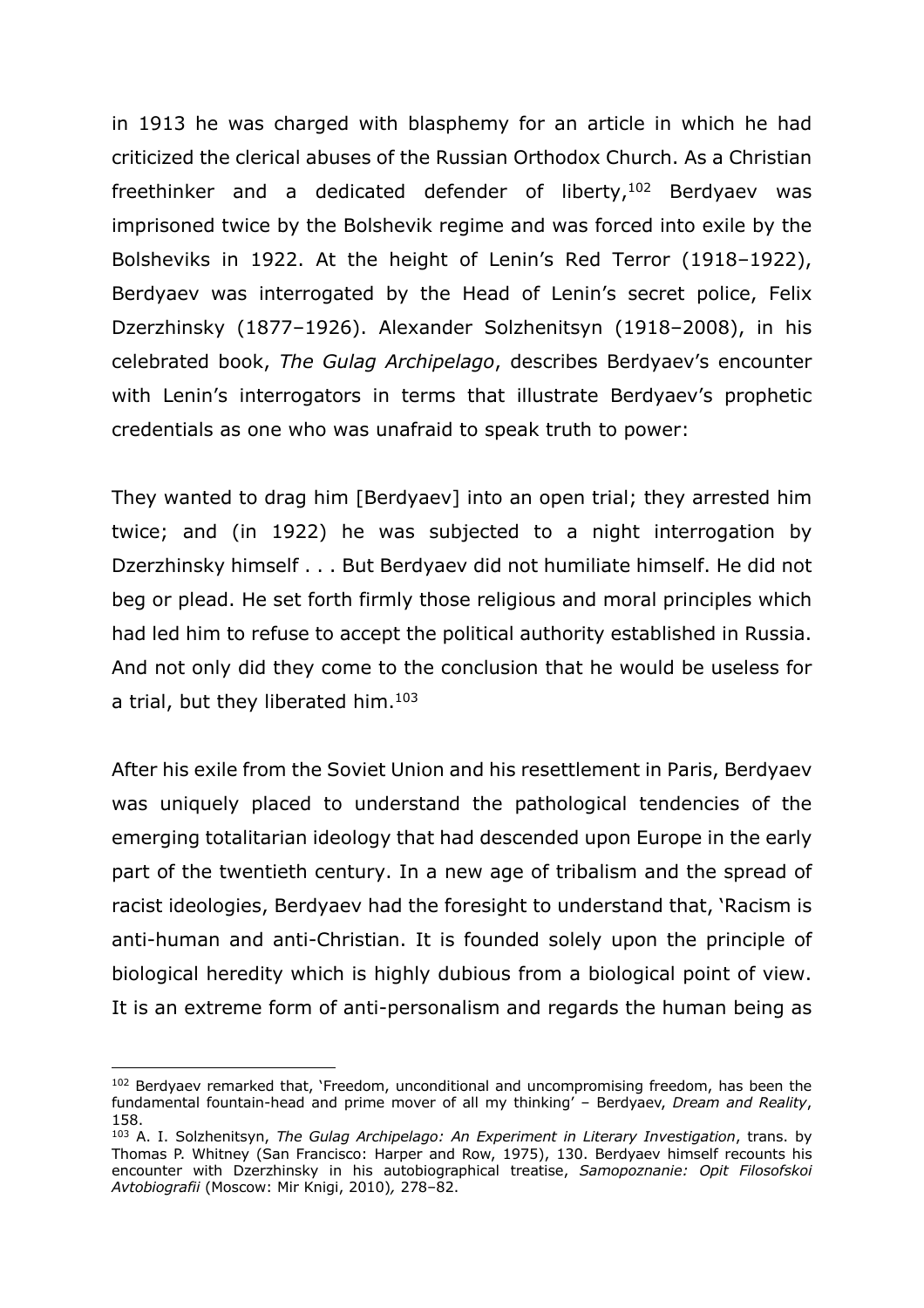in 1913 he was charged with blasphemy for an article in which he had criticized the clerical abuses of the Russian Orthodox Church. As a Christian freethinker and a dedicated defender of liberty,[102] Berdyaev was imprisoned twice by the Bolshevik regime and was forced into exile by the Bolsheviks in 1922. At the height of Lenin's Red Terror (1918–1922), Berdyaev was interrogated by the Head of Lenin's secret police, Felix Dzerzhinsky (1877–1926). Alexander Solzhenitsyn (1918–2008), in his celebrated book, *The Gulag Archipelago*, describes Berdyaev's encounter with Lenin's interrogators in terms that illustrate Berdyaev's prophetic credentials as one who was unafraid to speak truth to power:

They wanted to drag him [Berdyaev] into an open trial; they arrested him twice; and (in 1922) he was subjected to a night interrogation by Dzerzhinsky himself . . . But Berdyaev did not humiliate himself. He did not beg or plead. He set forth firmly those religious and moral principles which had led him to refuse to accept the political authority established in Russia. And not only did they come to the conclusion that he would be useless for a trial, but they liberated him.[103]

After his exile from the Soviet Union and his resettlement in Paris, Berdyaev was uniquely placed to understand the pathological tendencies of the emerging totalitarian ideology that had descended upon Europe in the early part of the twentieth century. In a new age of tribalism and the spread of racist ideologies, Berdyaev had the foresight to understand that, 'Racism is anti-human and anti-Christian. It is founded solely upon the principle of biological heredity which is highly dubious from a biological point of view. It is an extreme form of anti-personalism and regards the human being as

---

[102] Berdyaev remarked that, 'Freedom, unconditional and uncompromising freedom, has been the fundamental fountain-head and prime mover of all my thinking' – Berdyaev, *Dream and Reality*, 158.

[103] A. I. Solzhenitsyn, *The Gulag Archipelago: An Experiment in Literary Investigation*, trans. by Thomas P. Whitney (San Francisco: Harper and Row, 1975), 130. Berdyaev himself recounts his encounter with Dzerzhinsky in his autobiographical treatise, *Samopoznanie: Opit Filosofskoi Avtobiografii* (Moscow: Mir Knigi, 2010), 278–82.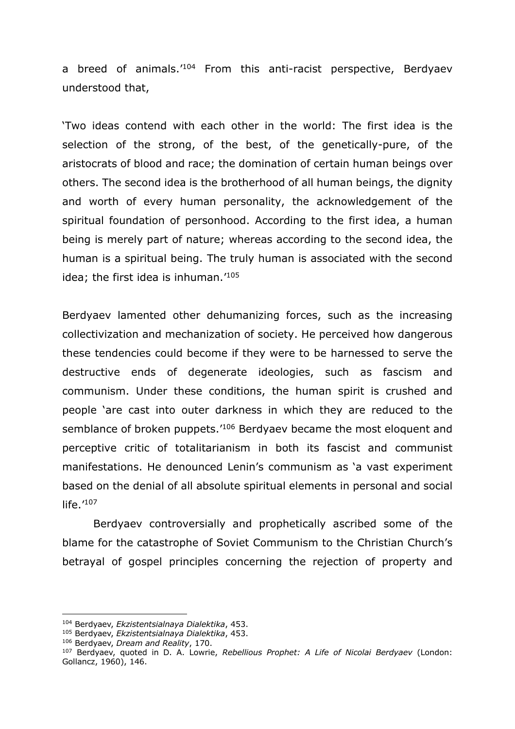a breed of animals.'[104] From this anti-racist perspective, Berdyaev understood that,

'Two ideas contend with each other in the world: The first idea is the selection of the strong, of the best, of the genetically-pure, of the aristocrats of blood and race; the domination of certain human beings over others. The second idea is the brotherhood of all human beings, the dignity and worth of every human personality, the acknowledgement of the spiritual foundation of personhood. According to the first idea, a human being is merely part of nature; whereas according to the second idea, the human is a spiritual being. The truly human is associated with the second idea; the first idea is inhuman.'[105]

Berdyaev lamented other dehumanizing forces, such as the increasing collectivization and mechanization of society. He perceived how dangerous these tendencies could become if they were to be harnessed to serve the destructive ends of degenerate ideologies, such as fascism and communism. Under these conditions, the human spirit is crushed and people 'are cast into outer darkness in which they are reduced to the semblance of broken puppets.'[106] Berdyaev became the most eloquent and perceptive critic of totalitarianism in both its fascist and communist manifestations. He denounced Lenin's communism as 'a vast experiment based on the denial of all absolute spiritual elements in personal and social life.'[107]

Berdyaev controversially and prophetically ascribed some of the blame for the catastrophe of Soviet Communism to the Christian Church's betrayal of gospel principles concerning the rejection of property and

---

[104] Berdyaev, *Ekzistentsialnaya Dialektika*, 453.
[105] Berdyaev, *Ekzistentsialnaya Dialektika*, 453.
[106] Berdyaev, *Dream and Reality*, 170.
[107] Berdyaev, quoted in D. A. Lowrie, *Rebellious Prophet: A Life of Nicolai Berdyaev* (London: Gollancz, 1960), 146.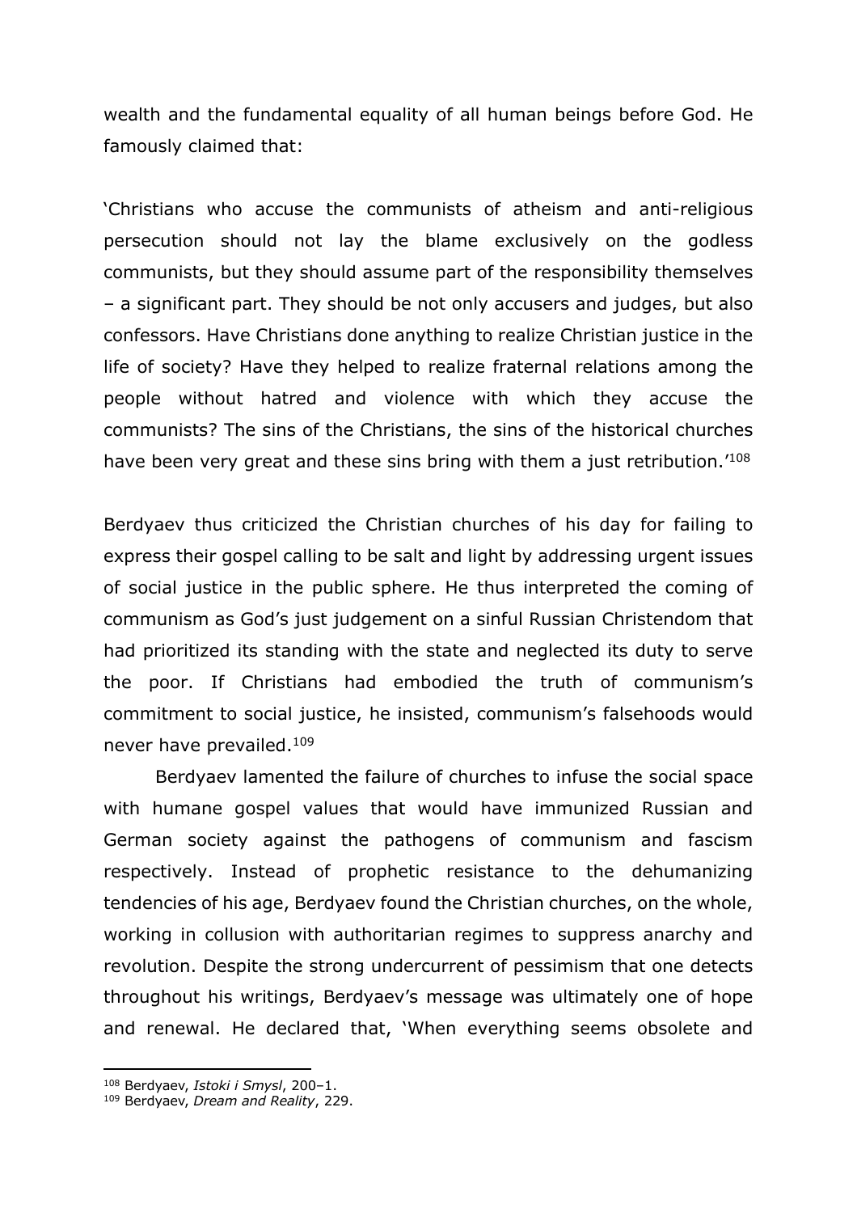wealth and the fundamental equality of all human beings before God. He famously claimed that:

'Christians who accuse the communists of atheism and anti-religious persecution should not lay the blame exclusively on the godless communists, but they should assume part of the responsibility themselves – a significant part. They should be not only accusers and judges, but also confessors. Have Christians done anything to realize Christian justice in the life of society? Have they helped to realize fraternal relations among the people without hatred and violence with which they accuse the communists? The sins of the Christians, the sins of the historical churches have been very great and these sins bring with them a just retribution.'[108]

Berdyaev thus criticized the Christian churches of his day for failing to express their gospel calling to be salt and light by addressing urgent issues of social justice in the public sphere. He thus interpreted the coming of communism as God's just judgement on a sinful Russian Christendom that had prioritized its standing with the state and neglected its duty to serve the poor. If Christians had embodied the truth of communism's commitment to social justice, he insisted, communism's falsehoods would never have prevailed.[109]

Berdyaev lamented the failure of churches to infuse the social space with humane gospel values that would have immunized Russian and German society against the pathogens of communism and fascism respectively. Instead of prophetic resistance to the dehumanizing tendencies of his age, Berdyaev found the Christian churches, on the whole, working in collusion with authoritarian regimes to suppress anarchy and revolution. Despite the strong undercurrent of pessimism that one detects throughout his writings, Berdyaev's message was ultimately one of hope and renewal. He declared that, 'When everything seems obsolete and

---

[108] Berdyaev, *Istoki i Smysl*, 200–1.

[109] Berdyaev, *Dream and Reality*, 229.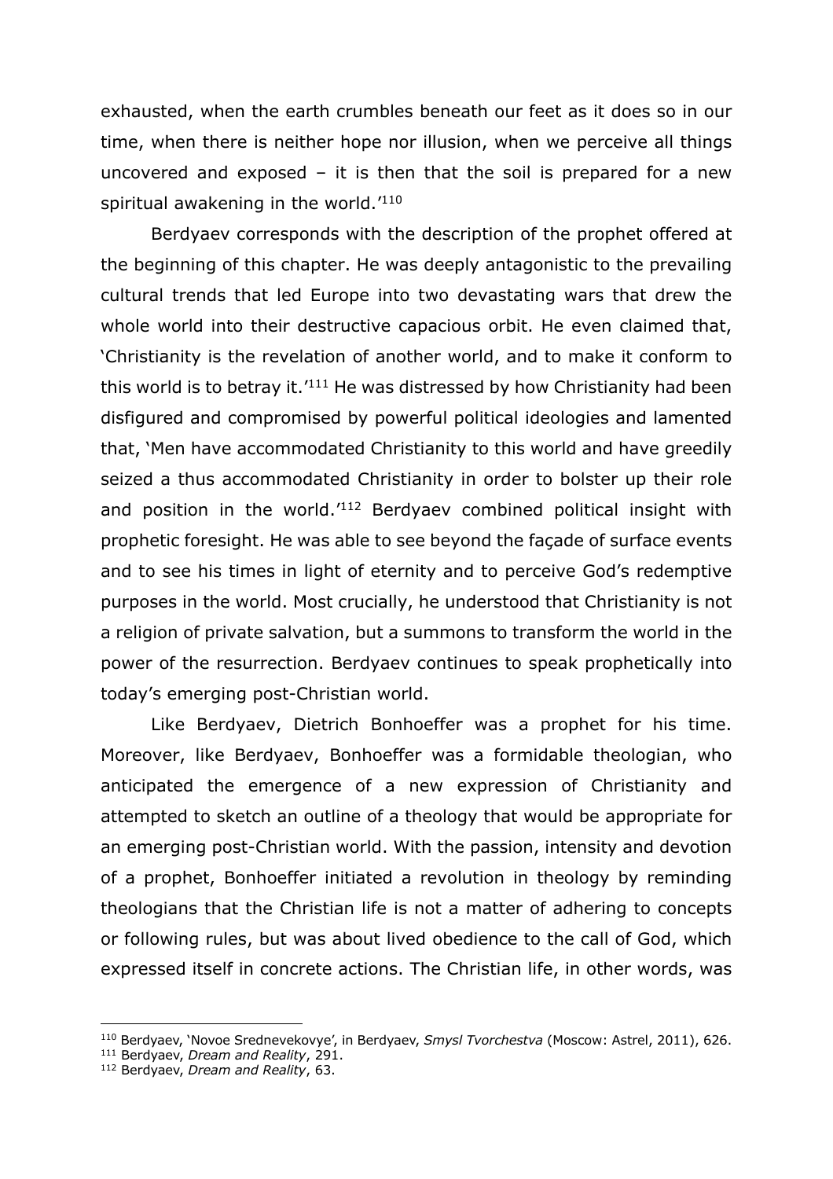exhausted, when the earth crumbles beneath our feet as it does so in our time, when there is neither hope nor illusion, when we perceive all things uncovered and exposed – it is then that the soil is prepared for a new spiritual awakening in the world.'[110]

Berdyaev corresponds with the description of the prophet offered at the beginning of this chapter. He was deeply antagonistic to the prevailing cultural trends that led Europe into two devastating wars that drew the whole world into their destructive capacious orbit. He even claimed that, 'Christianity is the revelation of another world, and to make it conform to this world is to betray it.'[111] He was distressed by how Christianity had been disfigured and compromised by powerful political ideologies and lamented that, 'Men have accommodated Christianity to this world and have greedily seized a thus accommodated Christianity in order to bolster up their role and position in the world.'[112] Berdyaev combined political insight with prophetic foresight. He was able to see beyond the façade of surface events and to see his times in light of eternity and to perceive God's redemptive purposes in the world. Most crucially, he understood that Christianity is not a religion of private salvation, but a summons to transform the world in the power of the resurrection. Berdyaev continues to speak prophetically into today's emerging post-Christian world.

Like Berdyaev, Dietrich Bonhoeffer was a prophet for his time. Moreover, like Berdyaev, Bonhoeffer was a formidable theologian, who anticipated the emergence of a new expression of Christianity and attempted to sketch an outline of a theology that would be appropriate for an emerging post-Christian world. With the passion, intensity and devotion of a prophet, Bonhoeffer initiated a revolution in theology by reminding theologians that the Christian life is not a matter of adhering to concepts or following rules, but was about lived obedience to the call of God, which expressed itself in concrete actions. The Christian life, in other words, was

---

[110] Berdyaev, 'Novoe Srednevekovye', in Berdyaev, *Smysl Tvorchestva* (Moscow: Astrel, 2011), 626.

[111] Berdyaev, *Dream and Reality*, 291.

[112] Berdyaev, *Dream and Reality*, 63.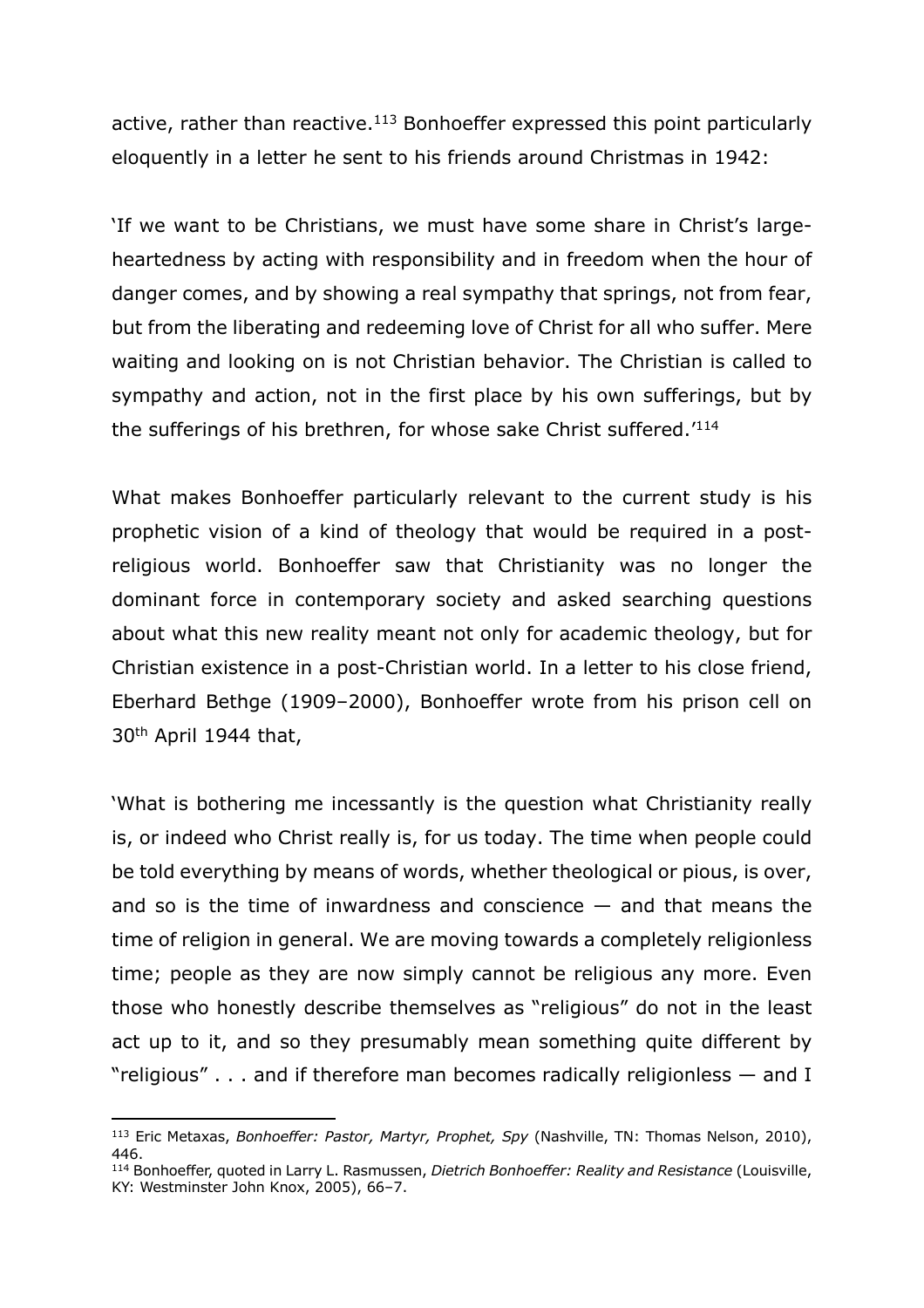active, rather than reactive.[113] Bonhoeffer expressed this point particularly eloquently in a letter he sent to his friends around Christmas in 1942:

'If we want to be Christians, we must have some share in Christ's large-heartedness by acting with responsibility and in freedom when the hour of danger comes, and by showing a real sympathy that springs, not from fear, but from the liberating and redeeming love of Christ for all who suffer. Mere waiting and looking on is not Christian behavior. The Christian is called to sympathy and action, not in the first place by his own sufferings, but by the sufferings of his brethren, for whose sake Christ suffered.'[114]

What makes Bonhoeffer particularly relevant to the current study is his prophetic vision of a kind of theology that would be required in a post-religious world. Bonhoeffer saw that Christianity was no longer the dominant force in contemporary society and asked searching questions about what this new reality meant not only for academic theology, but for Christian existence in a post-Christian world. In a letter to his close friend, Eberhard Bethge (1909–2000), Bonhoeffer wrote from his prison cell on 30th April 1944 that,

'What is bothering me incessantly is the question what Christianity really is, or indeed who Christ really is, for us today. The time when people could be told everything by means of words, whether theological or pious, is over, and so is the time of inwardness and conscience — and that means the time of religion in general. We are moving towards a completely religionless time; people as they are now simply cannot be religious any more. Even those who honestly describe themselves as "religious" do not in the least act up to it, and so they presumably mean something quite different by "religious" . . . and if therefore man becomes radically religionless — and I

---

[113] Eric Metaxas, *Bonhoeffer: Pastor, Martyr, Prophet, Spy* (Nashville, TN: Thomas Nelson, 2010), 446.

[114] Bonhoeffer, quoted in Larry L. Rasmussen, *Dietrich Bonhoeffer: Reality and Resistance* (Louisville, KY: Westminster John Knox, 2005), 66–7.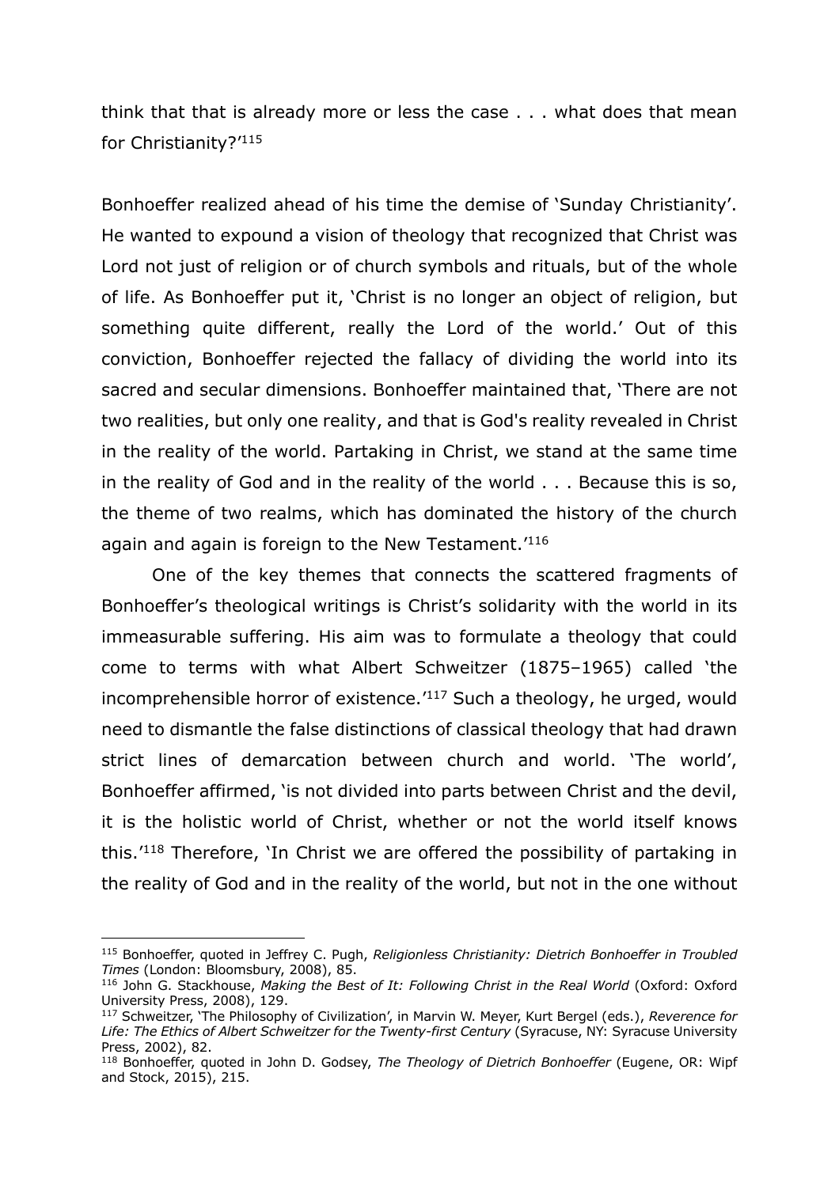think that that is already more or less the case . . . what does that mean for Christianity?'[115]

Bonhoeffer realized ahead of his time the demise of 'Sunday Christianity'. He wanted to expound a vision of theology that recognized that Christ was Lord not just of religion or of church symbols and rituals, but of the whole of life. As Bonhoeffer put it, 'Christ is no longer an object of religion, but something quite different, really the Lord of the world.' Out of this conviction, Bonhoeffer rejected the fallacy of dividing the world into its sacred and secular dimensions. Bonhoeffer maintained that, 'There are not two realities, but only one reality, and that is God's reality revealed in Christ in the reality of the world. Partaking in Christ, we stand at the same time in the reality of God and in the reality of the world . . . Because this is so, the theme of two realms, which has dominated the history of the church again and again is foreign to the New Testament.'[116]

One of the key themes that connects the scattered fragments of Bonhoeffer's theological writings is Christ's solidarity with the world in its immeasurable suffering. His aim was to formulate a theology that could come to terms with what Albert Schweitzer (1875–1965) called 'the incomprehensible horror of existence.'[117] Such a theology, he urged, would need to dismantle the false distinctions of classical theology that had drawn strict lines of demarcation between church and world. 'The world', Bonhoeffer affirmed, 'is not divided into parts between Christ and the devil, it is the holistic world of Christ, whether or not the world itself knows this.'[118] Therefore, 'In Christ we are offered the possibility of partaking in the reality of God and in the reality of the world, but not in the one without

---

[115] Bonhoeffer, quoted in Jeffrey C. Pugh, *Religionless Christianity: Dietrich Bonhoeffer in Troubled Times* (London: Bloomsbury, 2008), 85.

[116] John G. Stackhouse, *Making the Best of It: Following Christ in the Real World* (Oxford: Oxford University Press, 2008), 129.

[117] Schweitzer, 'The Philosophy of Civilization', in Marvin W. Meyer, Kurt Bergel (eds.), *Reverence for Life: The Ethics of Albert Schweitzer for the Twenty-first Century* (Syracuse, NY: Syracuse University Press, 2002), 82.

[118] Bonhoeffer, quoted in John D. Godsey, *The Theology of Dietrich Bonhoeffer* (Eugene, OR: Wipf and Stock, 2015), 215.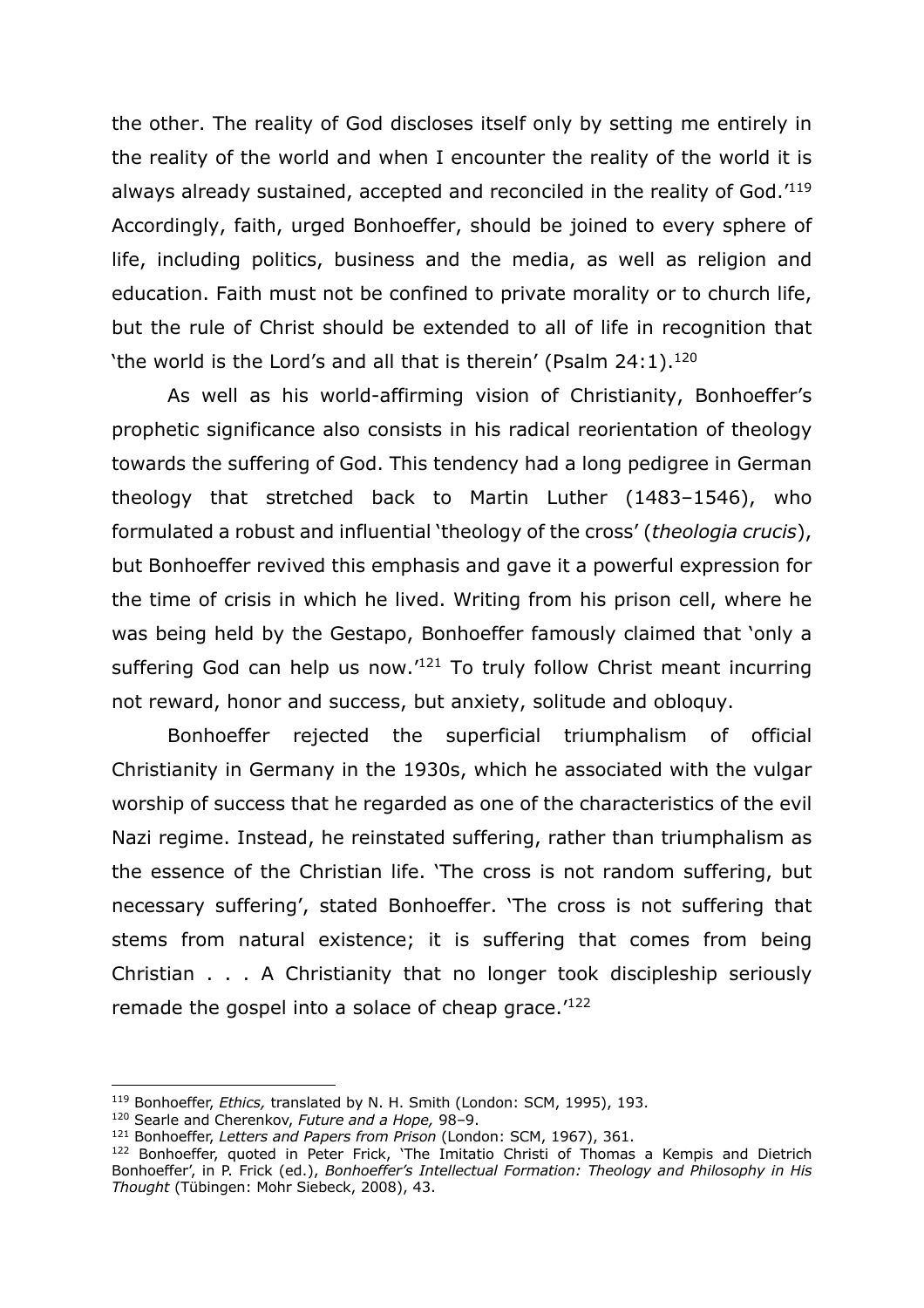the other. The reality of God discloses itself only by setting me entirely in the reality of the world and when I encounter the reality of the world it is always already sustained, accepted and reconciled in the reality of God.'[119] Accordingly, faith, urged Bonhoeffer, should be joined to every sphere of life, including politics, business and the media, as well as religion and education. Faith must not be confined to private morality or to church life, but the rule of Christ should be extended to all of life in recognition that 'the world is the Lord's and all that is therein' (Psalm 24:1).[120]

As well as his world-affirming vision of Christianity, Bonhoeffer's prophetic significance also consists in his radical reorientation of theology towards the suffering of God. This tendency had a long pedigree in German theology that stretched back to Martin Luther (1483–1546), who formulated a robust and influential 'theology of the cross' (*theologia crucis*), but Bonhoeffer revived this emphasis and gave it a powerful expression for the time of crisis in which he lived. Writing from his prison cell, where he was being held by the Gestapo, Bonhoeffer famously claimed that 'only a suffering God can help us now.'[121] To truly follow Christ meant incurring not reward, honor and success, but anxiety, solitude and obloquy.

Bonhoeffer rejected the superficial triumphalism of official Christianity in Germany in the 1930s, which he associated with the vulgar worship of success that he regarded as one of the characteristics of the evil Nazi regime. Instead, he reinstated suffering, rather than triumphalism as the essence of the Christian life. 'The cross is not random suffering, but necessary suffering', stated Bonhoeffer. 'The cross is not suffering that stems from natural existence; it is suffering that comes from being Christian . . . A Christianity that no longer took discipleship seriously remade the gospel into a solace of cheap grace.'[122]

---

[119] Bonhoeffer, *Ethics,* translated by N. H. Smith (London: SCM, 1995), 193.

[120] Searle and Cherenkov, *Future and a Hope,* 98–9.

[121] Bonhoeffer, *Letters and Papers from Prison* (London: SCM, 1967), 361.

[122] Bonhoeffer, quoted in Peter Frick, 'The Imitatio Christi of Thomas a Kempis and Dietrich Bonhoeffer', in P. Frick (ed.), *Bonhoeffer's Intellectual Formation: Theology and Philosophy in His Thought* (Tübingen: Mohr Siebeck, 2008), 43.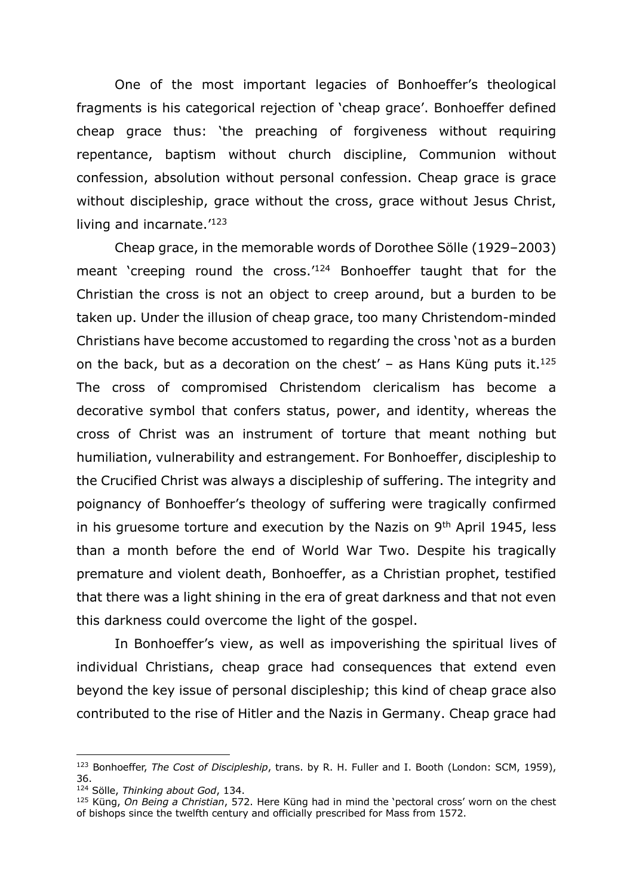One of the most important legacies of Bonhoeffer's theological fragments is his categorical rejection of 'cheap grace'. Bonhoeffer defined cheap grace thus: 'the preaching of forgiveness without requiring repentance, baptism without church discipline, Communion without confession, absolution without personal confession. Cheap grace is grace without discipleship, grace without the cross, grace without Jesus Christ, living and incarnate.'[123]

Cheap grace, in the memorable words of Dorothee Sölle (1929–2003) meant 'creeping round the cross.'[124] Bonhoeffer taught that for the Christian the cross is not an object to creep around, but a burden to be taken up. Under the illusion of cheap grace, too many Christendom-minded Christians have become accustomed to regarding the cross 'not as a burden on the back, but as a decoration on the chest' – as Hans Küng puts it.[125] The cross of compromised Christendom clericalism has become a decorative symbol that confers status, power, and identity, whereas the cross of Christ was an instrument of torture that meant nothing but humiliation, vulnerability and estrangement. For Bonhoeffer, discipleship to the Crucified Christ was always a discipleship of suffering. The integrity and poignancy of Bonhoeffer's theology of suffering were tragically confirmed in his gruesome torture and execution by the Nazis on 9th April 1945, less than a month before the end of World War Two. Despite his tragically premature and violent death, Bonhoeffer, as a Christian prophet, testified that there was a light shining in the era of great darkness and that not even this darkness could overcome the light of the gospel.

In Bonhoeffer's view, as well as impoverishing the spiritual lives of individual Christians, cheap grace had consequences that extend even beyond the key issue of personal discipleship; this kind of cheap grace also contributed to the rise of Hitler and the Nazis in Germany. Cheap grace had

---

[123] Bonhoeffer, *The Cost of Discipleship*, trans. by R. H. Fuller and I. Booth (London: SCM, 1959), 36.

[124] Sölle, *Thinking about God*, 134.

[125] Küng, *On Being a Christian*, 572. Here Küng had in mind the 'pectoral cross' worn on the chest of bishops since the twelfth century and officially prescribed for Mass from 1572.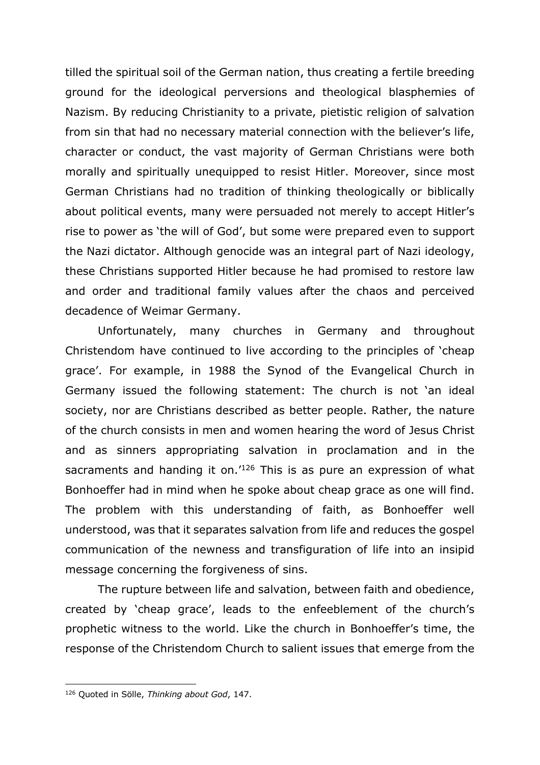tilled the spiritual soil of the German nation, thus creating a fertile breeding ground for the ideological perversions and theological blasphemies of Nazism. By reducing Christianity to a private, pietistic religion of salvation from sin that had no necessary material connection with the believer's life, character or conduct, the vast majority of German Christians were both morally and spiritually unequipped to resist Hitler. Moreover, since most German Christians had no tradition of thinking theologically or biblically about political events, many were persuaded not merely to accept Hitler's rise to power as 'the will of God', but some were prepared even to support the Nazi dictator. Although genocide was an integral part of Nazi ideology, these Christians supported Hitler because he had promised to restore law and order and traditional family values after the chaos and perceived decadence of Weimar Germany.

Unfortunately, many churches in Germany and throughout Christendom have continued to live according to the principles of 'cheap grace'. For example, in 1988 the Synod of the Evangelical Church in Germany issued the following statement: The church is not 'an ideal society, nor are Christians described as better people. Rather, the nature of the church consists in men and women hearing the word of Jesus Christ and as sinners appropriating salvation in proclamation and in the sacraments and handing it on.'[126] This is as pure an expression of what Bonhoeffer had in mind when he spoke about cheap grace as one will find. The problem with this understanding of faith, as Bonhoeffer well understood, was that it separates salvation from life and reduces the gospel communication of the newness and transfiguration of life into an insipid message concerning the forgiveness of sins.

The rupture between life and salvation, between faith and obedience, created by 'cheap grace', leads to the enfeeblement of the church's prophetic witness to the world. Like the church in Bonhoeffer's time, the response of the Christendom Church to salient issues that emerge from the

---

[126] Quoted in Sölle, *Thinking about God*, 147.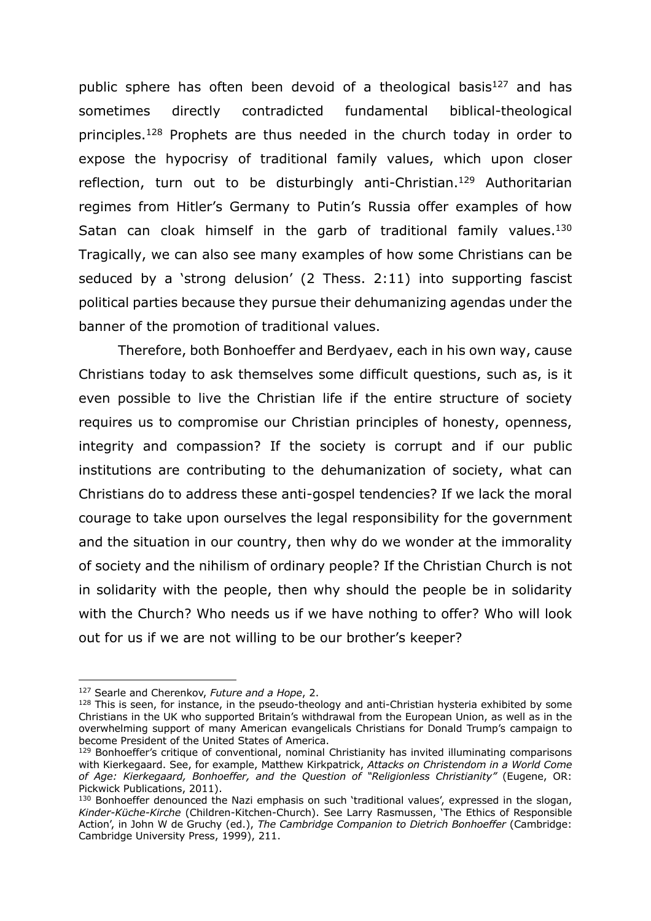public sphere has often been devoid of a theological basis[127] and has sometimes directly contradicted fundamental biblical-theological principles.[128] Prophets are thus needed in the church today in order to expose the hypocrisy of traditional family values, which upon closer reflection, turn out to be disturbingly anti-Christian.[129] Authoritarian regimes from Hitler's Germany to Putin's Russia offer examples of how Satan can cloak himself in the garb of traditional family values.[130] Tragically, we can also see many examples of how some Christians can be seduced by a 'strong delusion' (2 Thess. 2:11) into supporting fascist political parties because they pursue their dehumanizing agendas under the banner of the promotion of traditional values.

Therefore, both Bonhoeffer and Berdyaev, each in his own way, cause Christians today to ask themselves some difficult questions, such as, is it even possible to live the Christian life if the entire structure of society requires us to compromise our Christian principles of honesty, openness, integrity and compassion? If the society is corrupt and if our public institutions are contributing to the dehumanization of society, what can Christians do to address these anti-gospel tendencies? If we lack the moral courage to take upon ourselves the legal responsibility for the government and the situation in our country, then why do we wonder at the immorality of society and the nihilism of ordinary people? If the Christian Church is not in solidarity with the people, then why should the people be in solidarity with the Church? Who needs us if we have nothing to offer? Who will look out for us if we are not willing to be our brother's keeper?

---

[127] Searle and Cherenkov, *Future and a Hope*, 2.

[128] This is seen, for instance, in the pseudo-theology and anti-Christian hysteria exhibited by some Christians in the UK who supported Britain's withdrawal from the European Union, as well as in the overwhelming support of many American evangelicals Christians for Donald Trump's campaign to become President of the United States of America.

[129] Bonhoeffer's critique of conventional, nominal Christianity has invited illuminating comparisons with Kierkegaard. See, for example, Matthew Kirkpatrick, *Attacks on Christendom in a World Come of Age: Kierkegaard, Bonhoeffer, and the Question of "Religionless Christianity"* (Eugene, OR: Pickwick Publications, 2011).

[130] Bonhoeffer denounced the Nazi emphasis on such 'traditional values', expressed in the slogan, *Kinder-Küche-Kirche* (Children-Kitchen-Church). See Larry Rasmussen, 'The Ethics of Responsible Action', in John W de Gruchy (ed.), *The Cambridge Companion to Dietrich Bonhoeffer* (Cambridge: Cambridge University Press, 1999), 211.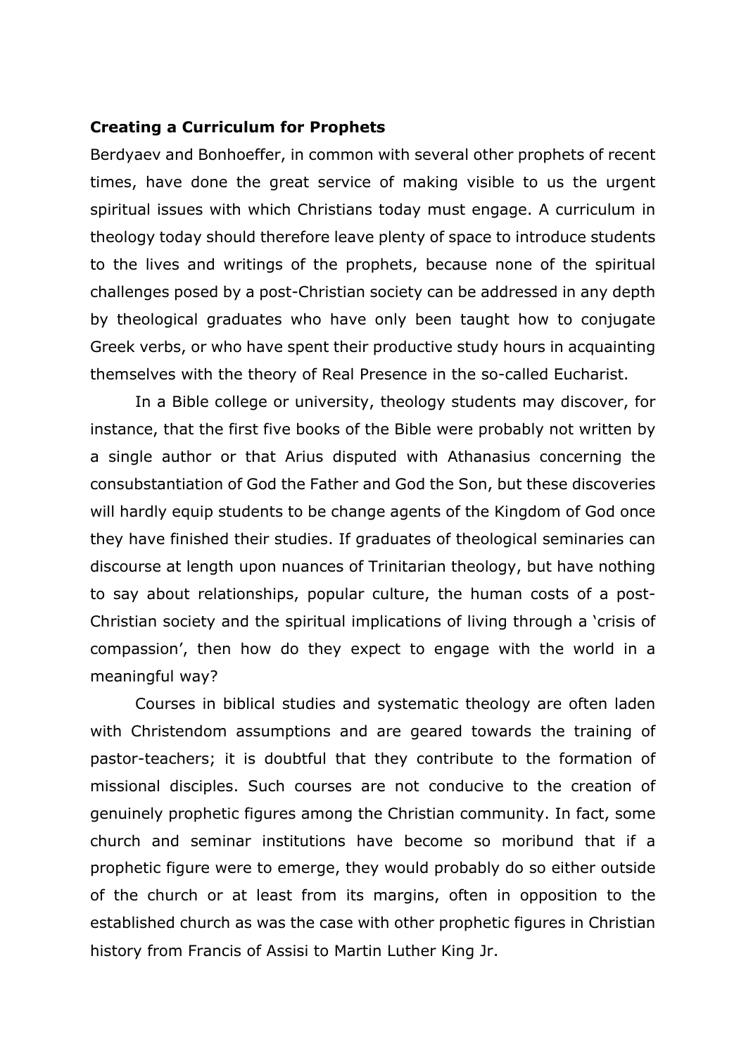**Creating a Curriculum for Prophets**

Berdyaev and Bonhoeffer, in common with several other prophets of recent times, have done the great service of making visible to us the urgent spiritual issues with which Christians today must engage. A curriculum in theology today should therefore leave plenty of space to introduce students to the lives and writings of the prophets, because none of the spiritual challenges posed by a post-Christian society can be addressed in any depth by theological graduates who have only been taught how to conjugate Greek verbs, or who have spent their productive study hours in acquainting themselves with the theory of Real Presence in the so-called Eucharist.

In a Bible college or university, theology students may discover, for instance, that the first five books of the Bible were probably not written by a single author or that Arius disputed with Athanasius concerning the consubstantiation of God the Father and God the Son, but these discoveries will hardly equip students to be change agents of the Kingdom of God once they have finished their studies. If graduates of theological seminaries can discourse at length upon nuances of Trinitarian theology, but have nothing to say about relationships, popular culture, the human costs of a post-Christian society and the spiritual implications of living through a 'crisis of compassion', then how do they expect to engage with the world in a meaningful way?

Courses in biblical studies and systematic theology are often laden with Christendom assumptions and are geared towards the training of pastor-teachers; it is doubtful that they contribute to the formation of missional disciples. Such courses are not conducive to the creation of genuinely prophetic figures among the Christian community. In fact, some church and seminar institutions have become so moribund that if a prophetic figure were to emerge, they would probably do so either outside of the church or at least from its margins, often in opposition to the established church as was the case with other prophetic figures in Christian history from Francis of Assisi to Martin Luther King Jr.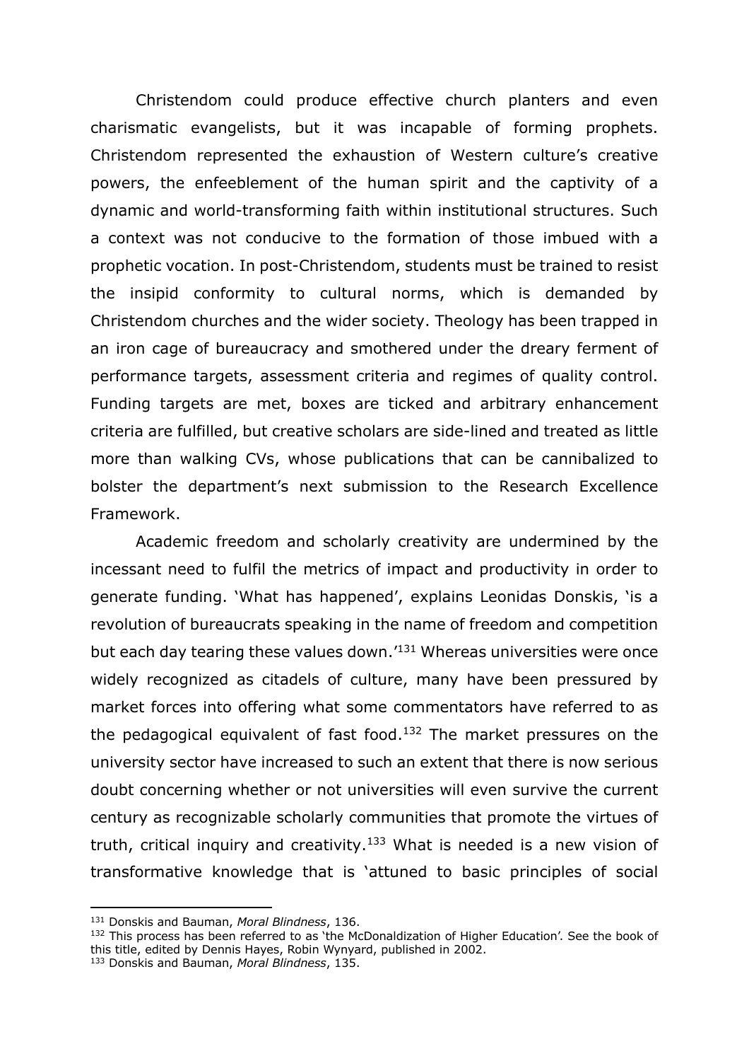Christendom could produce effective church planters and even charismatic evangelists, but it was incapable of forming prophets. Christendom represented the exhaustion of Western culture's creative powers, the enfeeblement of the human spirit and the captivity of a dynamic and world-transforming faith within institutional structures. Such a context was not conducive to the formation of those imbued with a prophetic vocation. In post-Christendom, students must be trained to resist the insipid conformity to cultural norms, which is demanded by Christendom churches and the wider society. Theology has been trapped in an iron cage of bureaucracy and smothered under the dreary ferment of performance targets, assessment criteria and regimes of quality control. Funding targets are met, boxes are ticked and arbitrary enhancement criteria are fulfilled, but creative scholars are side-lined and treated as little more than walking CVs, whose publications that can be cannibalized to bolster the department's next submission to the Research Excellence Framework.

Academic freedom and scholarly creativity are undermined by the incessant need to fulfil the metrics of impact and productivity in order to generate funding. 'What has happened', explains Leonidas Donskis, 'is a revolution of bureaucrats speaking in the name of freedom and competition but each day tearing these values down.'[131] Whereas universities were once widely recognized as citadels of culture, many have been pressured by market forces into offering what some commentators have referred to as the pedagogical equivalent of fast food.[132] The market pressures on the university sector have increased to such an extent that there is now serious doubt concerning whether or not universities will even survive the current century as recognizable scholarly communities that promote the virtues of truth, critical inquiry and creativity.[133] What is needed is a new vision of transformative knowledge that is 'attuned to basic principles of social

---

[131] Donskis and Bauman, *Moral Blindness*, 136.

[132] This process has been referred to as 'the McDonaldization of Higher Education'. See the book of this title, edited by Dennis Hayes, Robin Wynyard, published in 2002.

[133] Donskis and Bauman, *Moral Blindness*, 135.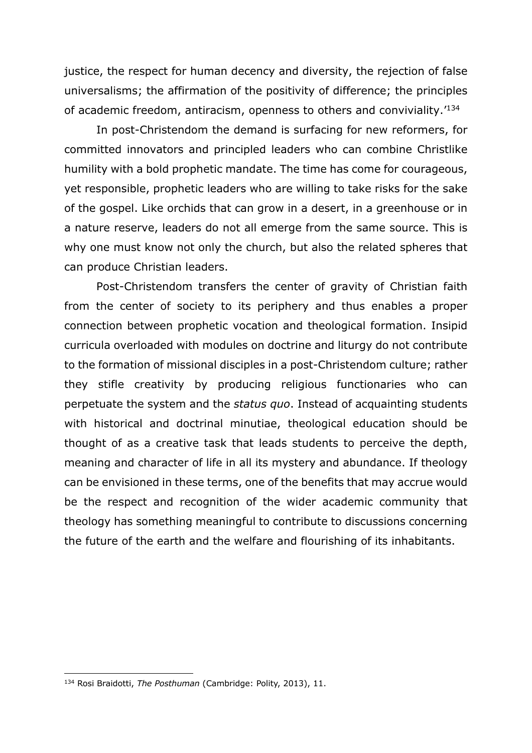justice, the respect for human decency and diversity, the rejection of false universalisms; the affirmation of the positivity of difference; the principles of academic freedom, antiracism, openness to others and conviviality.'[134]

In post-Christendom the demand is surfacing for new reformers, for committed innovators and principled leaders who can combine Christlike humility with a bold prophetic mandate. The time has come for courageous, yet responsible, prophetic leaders who are willing to take risks for the sake of the gospel. Like orchids that can grow in a desert, in a greenhouse or in a nature reserve, leaders do not all emerge from the same source. This is why one must know not only the church, but also the related spheres that can produce Christian leaders.

Post-Christendom transfers the center of gravity of Christian faith from the center of society to its periphery and thus enables a proper connection between prophetic vocation and theological formation. Insipid curricula overloaded with modules on doctrine and liturgy do not contribute to the formation of missional disciples in a post-Christendom culture; rather they stifle creativity by producing religious functionaries who can perpetuate the system and the *status quo*. Instead of acquainting students with historical and doctrinal minutiae, theological education should be thought of as a creative task that leads students to perceive the depth, meaning and character of life in all its mystery and abundance. If theology can be envisioned in these terms, one of the benefits that may accrue would be the respect and recognition of the wider academic community that theology has something meaningful to contribute to discussions concerning the future of the earth and the welfare and flourishing of its inhabitants.

---

[134] Rosi Braidotti, *The Posthuman* (Cambridge: Polity, 2013), 11.